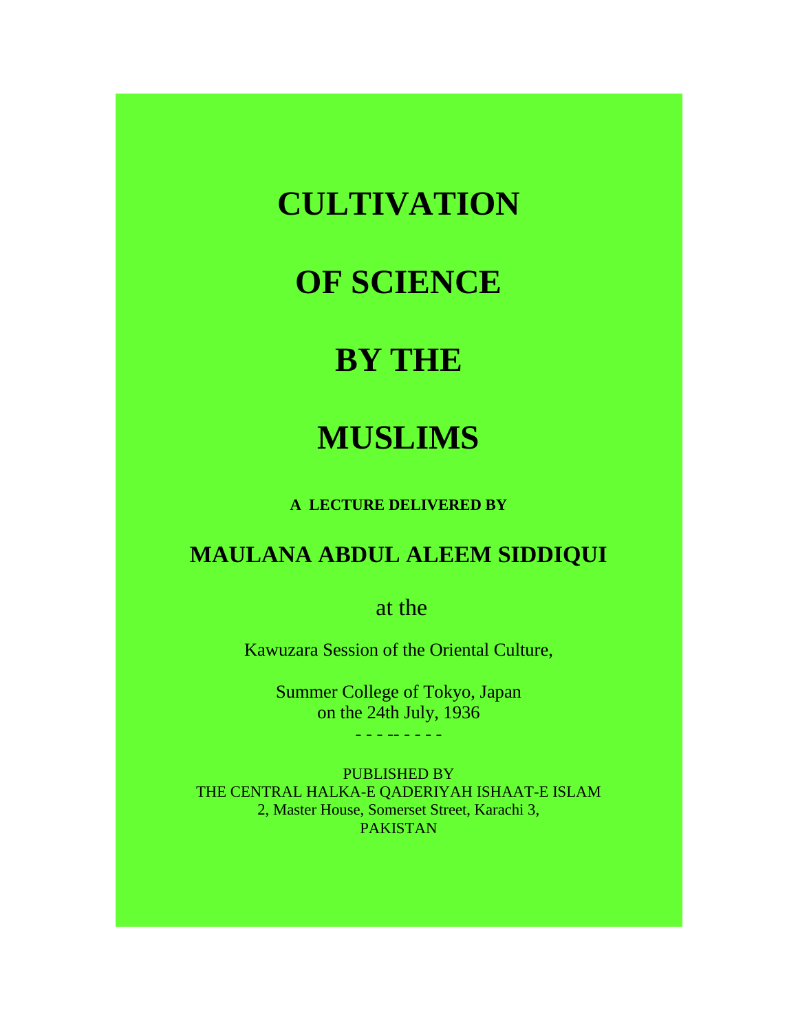# CULTIVATION OF SCIENCE BY THE MUSLIMS

**A LECTURE DELIVERED BY**

## MAULANA ABDUL ALEEM SIDDIQUI

at the

Kawuzara Session of the Oriental Culture,

Summer College of Tokyo, Japan
on the 24th July, 1936

- - - -- - - - -

PUBLISHED BY
THE CENTRAL HALKA-E QADERIYAH ISHAAT-E ISLAM
2, Master House, Somerset Street, Karachi 3,
PAKISTAN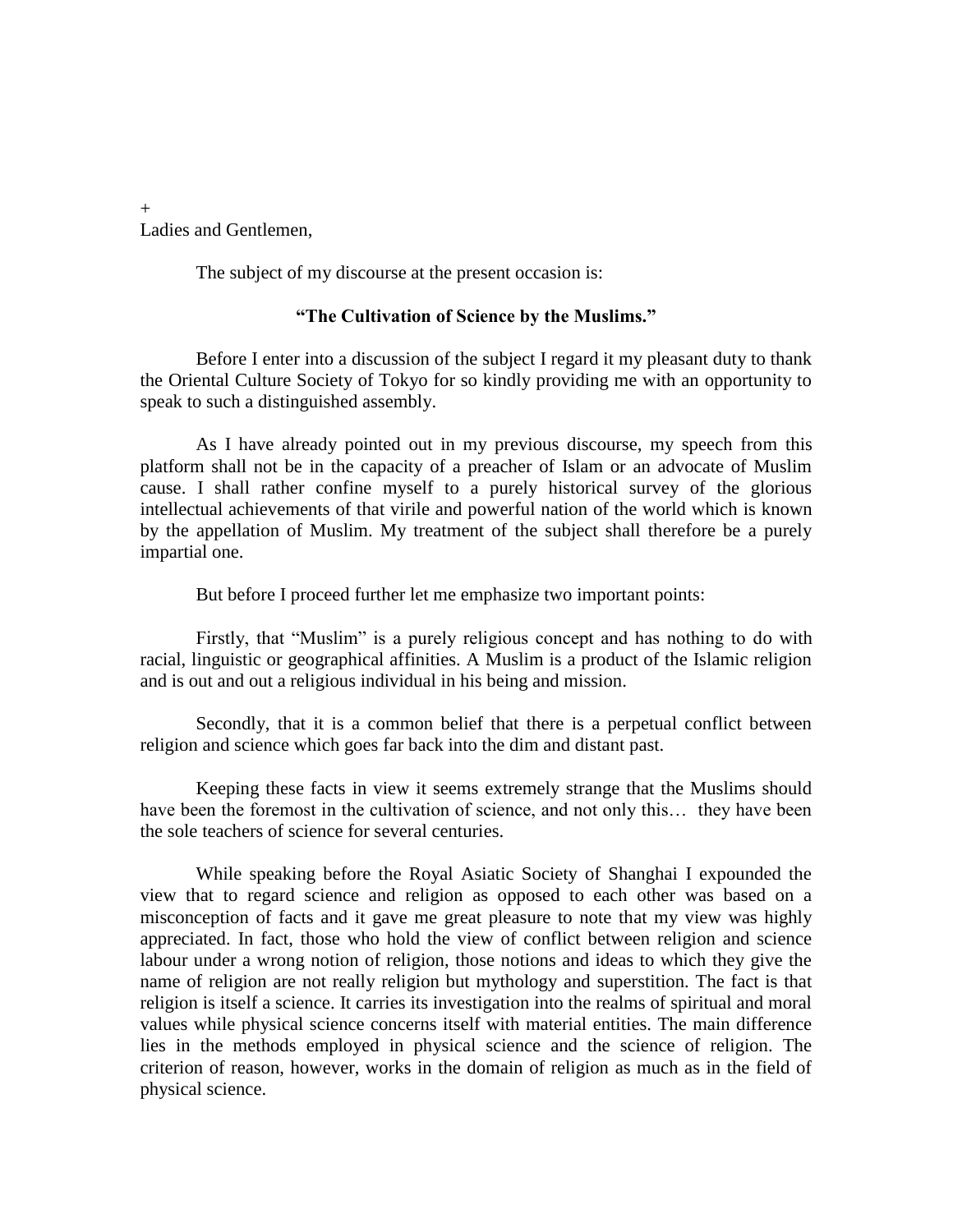+
Ladies and Gentlemen,

The subject of my discourse at the present occasion is:

**"The Cultivation of Science by the Muslims."**

Before I enter into a discussion of the subject I regard it my pleasant duty to thank the Oriental Culture Society of Tokyo for so kindly providing me with an opportunity to speak to such a distinguished assembly.

As I have already pointed out in my previous discourse, my speech from this platform shall not be in the capacity of a preacher of Islam or an advocate of Muslim cause. I shall rather confine myself to a purely historical survey of the glorious intellectual achievements of that virile and powerful nation of the world which is known by the appellation of Muslim. My treatment of the subject shall therefore be a purely impartial one.

But before I proceed further let me emphasize two important points:

Firstly, that "Muslim" is a purely religious concept and has nothing to do with racial, linguistic or geographical affinities. A Muslim is a product of the Islamic religion and is out and out a religious individual in his being and mission.

Secondly, that it is a common belief that there is a perpetual conflict between religion and science which goes far back into the dim and distant past.

Keeping these facts in view it seems extremely strange that the Muslims should have been the foremost in the cultivation of science, and not only this… they have been the sole teachers of science for several centuries.

While speaking before the Royal Asiatic Society of Shanghai I expounded the view that to regard science and religion as opposed to each other was based on a misconception of facts and it gave me great pleasure to note that my view was highly appreciated. In fact, those who hold the view of conflict between religion and science labour under a wrong notion of religion, those notions and ideas to which they give the name of religion are not really religion but mythology and superstition. The fact is that religion is itself a science. It carries its investigation into the realms of spiritual and moral values while physical science concerns itself with material entities. The main difference lies in the methods employed in physical science and the science of religion. The criterion of reason, however, works in the domain of religion as much as in the field of physical science.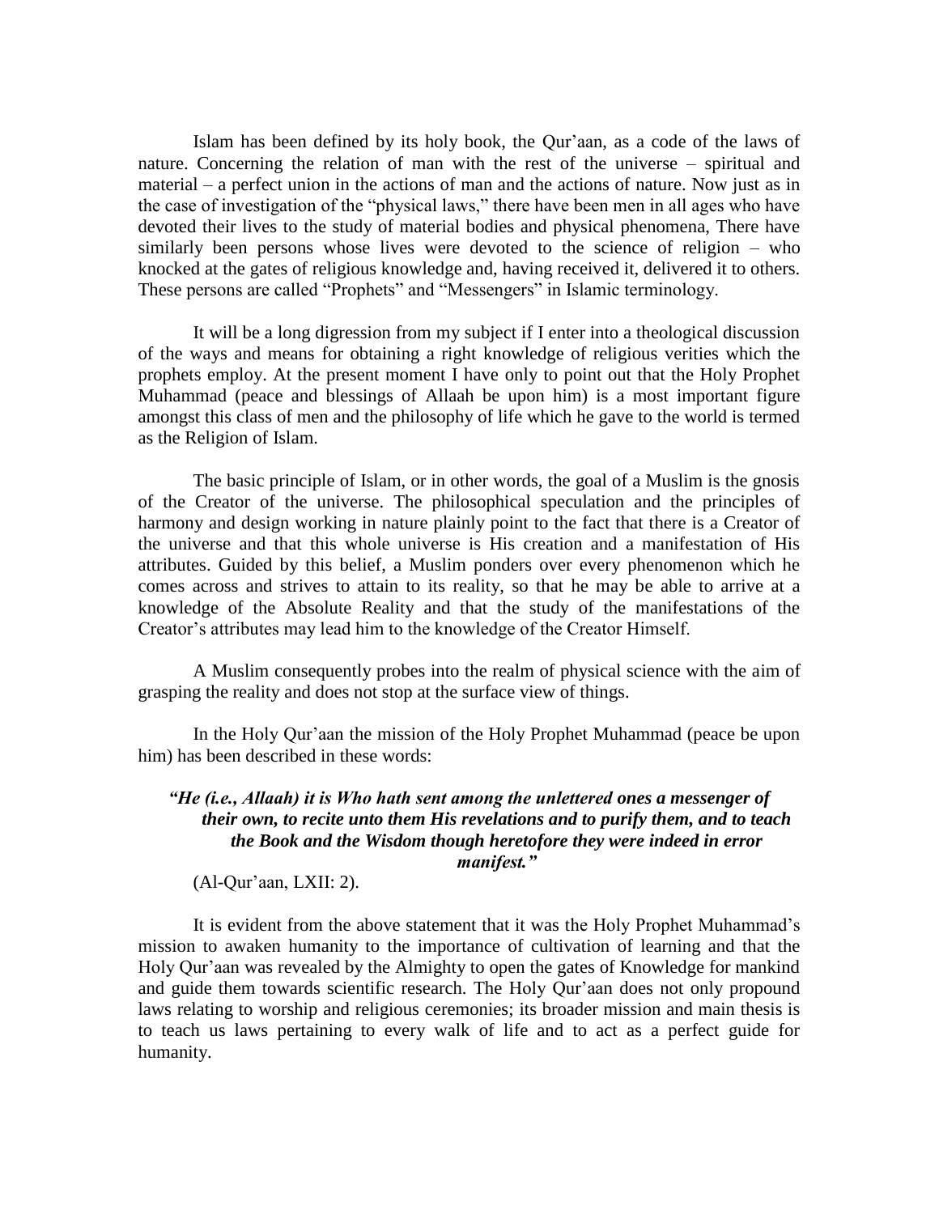Islam has been defined by its holy book, the Qur'aan, as a code of the laws of nature. Concerning the relation of man with the rest of the universe – spiritual and material – a perfect union in the actions of man and the actions of nature. Now just as in the case of investigation of the "physical laws," there have been men in all ages who have devoted their lives to the study of material bodies and physical phenomena, There have similarly been persons whose lives were devoted to the science of religion – who knocked at the gates of religious knowledge and, having received it, delivered it to others. These persons are called "Prophets" and "Messengers" in Islamic terminology.

It will be a long digression from my subject if I enter into a theological discussion of the ways and means for obtaining a right knowledge of religious verities which the prophets employ. At the present moment I have only to point out that the Holy Prophet Muhammad (peace and blessings of Allaah be upon him) is a most important figure amongst this class of men and the philosophy of life which he gave to the world is termed as the Religion of Islam.

The basic principle of Islam, or in other words, the goal of a Muslim is the gnosis of the Creator of the universe. The philosophical speculation and the principles of harmony and design working in nature plainly point to the fact that there is a Creator of the universe and that this whole universe is His creation and a manifestation of His attributes. Guided by this belief, a Muslim ponders over every phenomenon which he comes across and strives to attain to its reality, so that he may be able to arrive at a knowledge of the Absolute Reality and that the study of the manifestations of the Creator's attributes may lead him to the knowledge of the Creator Himself.

A Muslim consequently probes into the realm of physical science with the aim of grasping the reality and does not stop at the surface view of things.

In the Holy Qur'aan the mission of the Holy Prophet Muhammad (peace be upon him) has been described in these words:

***"He (i.e., Allaah) it is Who hath sent among the unlettered ones a messenger of their own, to recite unto them His revelations and to purify them, and to teach the Book and the Wisdom though heretofore they were indeed in error manifest."***

(Al-Qur'aan, LXII: 2).

It is evident from the above statement that it was the Holy Prophet Muhammad's mission to awaken humanity to the importance of cultivation of learning and that the Holy Qur'aan was revealed by the Almighty to open the gates of Knowledge for mankind and guide them towards scientific research. The Holy Qur'aan does not only propound laws relating to worship and religious ceremonies; its broader mission and main thesis is to teach us laws pertaining to every walk of life and to act as a perfect guide for humanity.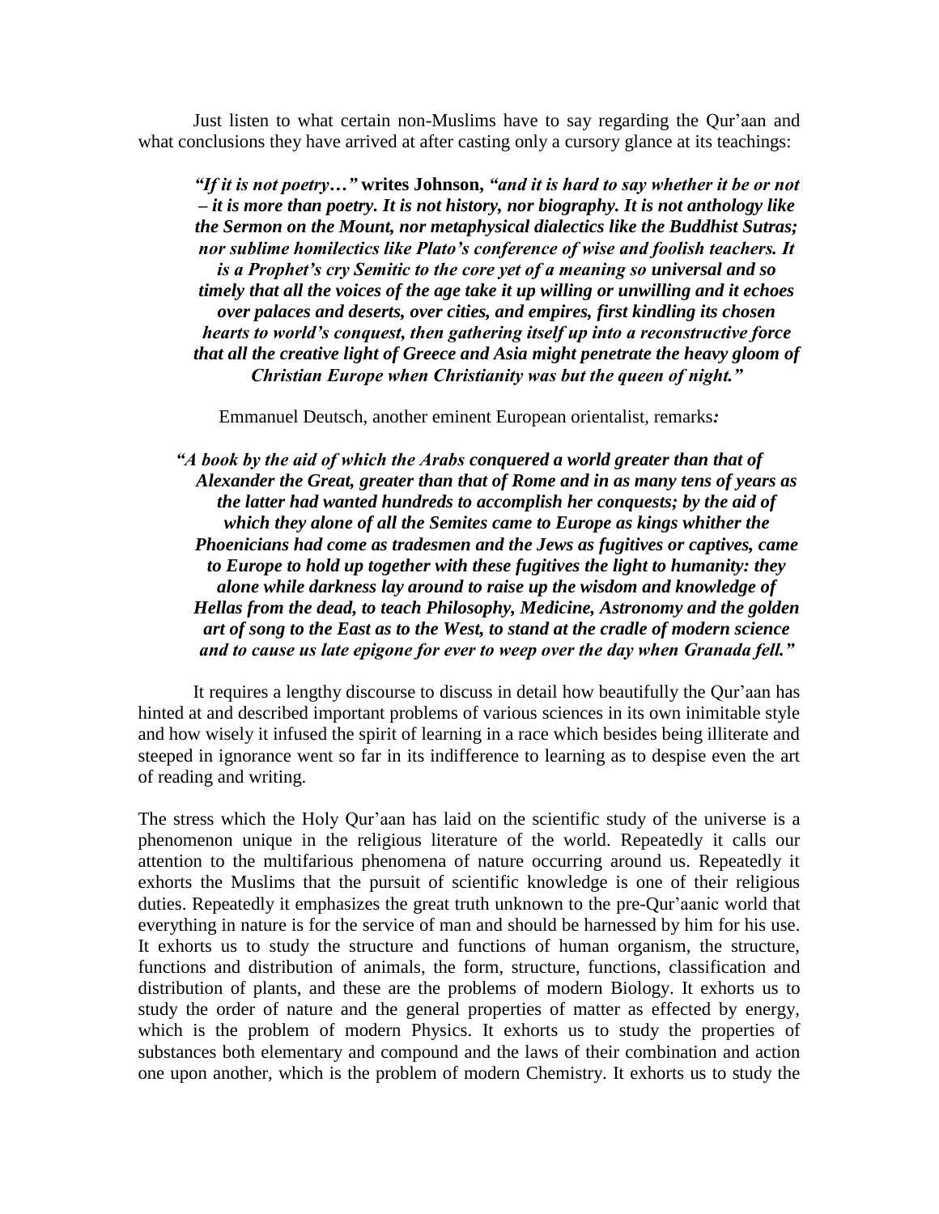Just listen to what certain non-Muslims have to say regarding the Qur'aan and what conclusions they have arrived at after casting only a cursory glance at its teachings:

> ***"If it is not poetry…"* writes Johnson, *"and it is hard to say whether it be or not – it is more than poetry. It is not history, nor biography. It is not anthology like the Sermon on the Mount, nor metaphysical dialectics like the Buddhist Sutras; nor sublime homilectics like Plato's conference of wise and foolish teachers. It is a Prophet's cry Semitic to the core yet of a meaning so universal and so timely that all the voices of the age take it up willing or unwilling and it echoes over palaces and deserts, over cities, and empires, first kindling its chosen hearts to world's conquest, then gathering itself up into a reconstructive force that all the creative light of Greece and Asia might penetrate the heavy gloom of Christian Europe when Christianity was but the queen of night."***

Emmanuel Deutsch, another eminent European orientalist, remarks*:*

> ***"A book by the aid of which the Arabs conquered a world greater than that of Alexander the Great, greater than that of Rome and in as many tens of years as the latter had wanted hundreds to accomplish her conquests; by the aid of which they alone of all the Semites came to Europe as kings whither the Phoenicians had come as tradesmen and the Jews as fugitives or captives, came to Europe to hold up together with these fugitives the light to humanity: they alone while darkness lay around to raise up the wisdom and knowledge of Hellas from the dead, to teach Philosophy, Medicine, Astronomy and the golden art of song to the East as to the West, to stand at the cradle of modern science and to cause us late epigone for ever to weep over the day when Granada fell."***

It requires a lengthy discourse to discuss in detail how beautifully the Qur'aan has hinted at and described important problems of various sciences in its own inimitable style and how wisely it infused the spirit of learning in a race which besides being illiterate and steeped in ignorance went so far in its indifference to learning as to despise even the art of reading and writing.

The stress which the Holy Qur'aan has laid on the scientific study of the universe is a phenomenon unique in the religious literature of the world. Repeatedly it calls our attention to the multifarious phenomena of nature occurring around us. Repeatedly it exhorts the Muslims that the pursuit of scientific knowledge is one of their religious duties. Repeatedly it emphasizes the great truth unknown to the pre-Qur'aanic world that everything in nature is for the service of man and should be harnessed by him for his use. It exhorts us to study the structure and functions of human organism, the structure, functions and distribution of animals, the form, structure, functions, classification and distribution of plants, and these are the problems of modern Biology. It exhorts us to study the order of nature and the general properties of matter as effected by energy, which is the problem of modern Physics. It exhorts us to study the properties of substances both elementary and compound and the laws of their combination and action one upon another, which is the problem of modern Chemistry. It exhorts us to study the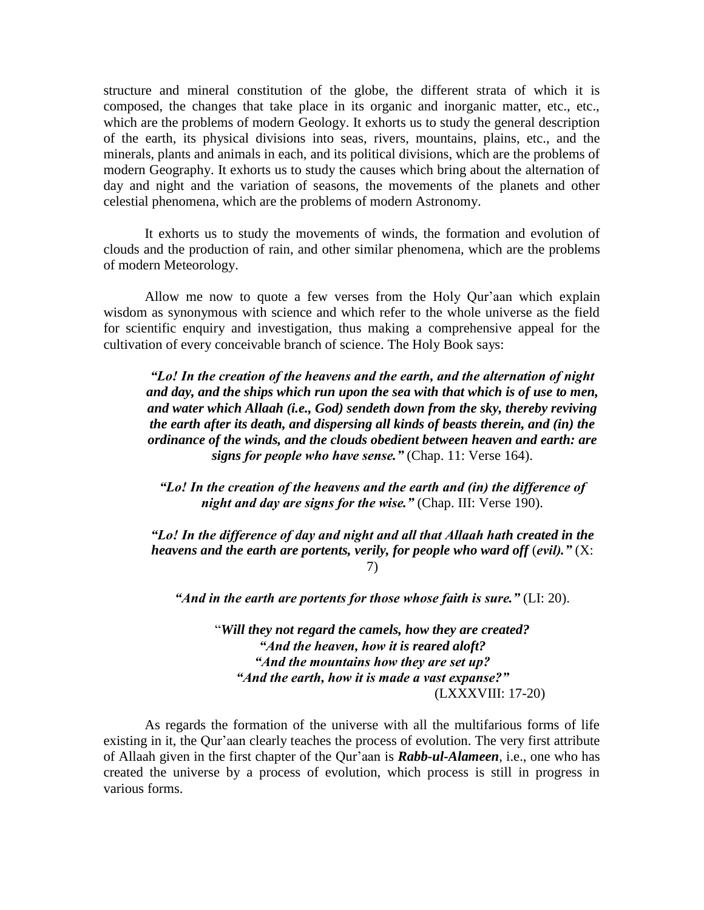structure and mineral constitution of the globe, the different strata of which it is composed, the changes that take place in its organic and inorganic matter, etc., etc., which are the problems of modern Geology. It exhorts us to study the general description of the earth, its physical divisions into seas, rivers, mountains, plains, etc., and the minerals, plants and animals in each, and its political divisions, which are the problems of modern Geography. It exhorts us to study the causes which bring about the alternation of day and night and the variation of seasons, the movements of the planets and other celestial phenomena, which are the problems of modern Astronomy.

It exhorts us to study the movements of winds, the formation and evolution of clouds and the production of rain, and other similar phenomena, which are the problems of modern Meteorology.

Allow me now to quote a few verses from the Holy Qur'aan which explain wisdom as synonymous with science and which refer to the whole universe as the field for scientific enquiry and investigation, thus making a comprehensive appeal for the cultivation of every conceivable branch of science. The Holy Book says:

> ***"Lo! In the creation of the heavens and the earth, and the alternation of night and day, and the ships which run upon the sea with that which is of use to men, and water which Allaah (i.e., God) sendeth down from the sky, thereby reviving the earth after its death, and dispersing all kinds of beasts therein, and (in) the ordinance of the winds, and the clouds obedient between heaven and earth: are signs for people who have sense."*** (Chap. 11: Verse 164).

> ***"Lo! In the creation of the heavens and the earth and (in) the difference of night and day are signs for the wise."*** (Chap. III: Verse 190).

> ***"Lo! In the difference of day and night and all that Allaah hath created in the heavens and the earth are portents, verily, for people who ward off (evil)."*** (X: 7)

> ***"And in the earth are portents for those whose faith is sure."*** (LI: 20).

> "***Will they not regard the camels, how they are created?***
> ***"And the heaven, how it is reared aloft?***
> ***"And the mountains how they are set up?***
> ***"And the earth, how it is made a vast expanse?"***
> (LXXXVIII: 17-20)

As regards the formation of the universe with all the multifarious forms of life existing in it, the Qur'aan clearly teaches the process of evolution. The very first attribute of Allaah given in the first chapter of the Qur'aan is ***Rabb-ul-Alameen***, i.e., one who has created the universe by a process of evolution, which process is still in progress in various forms.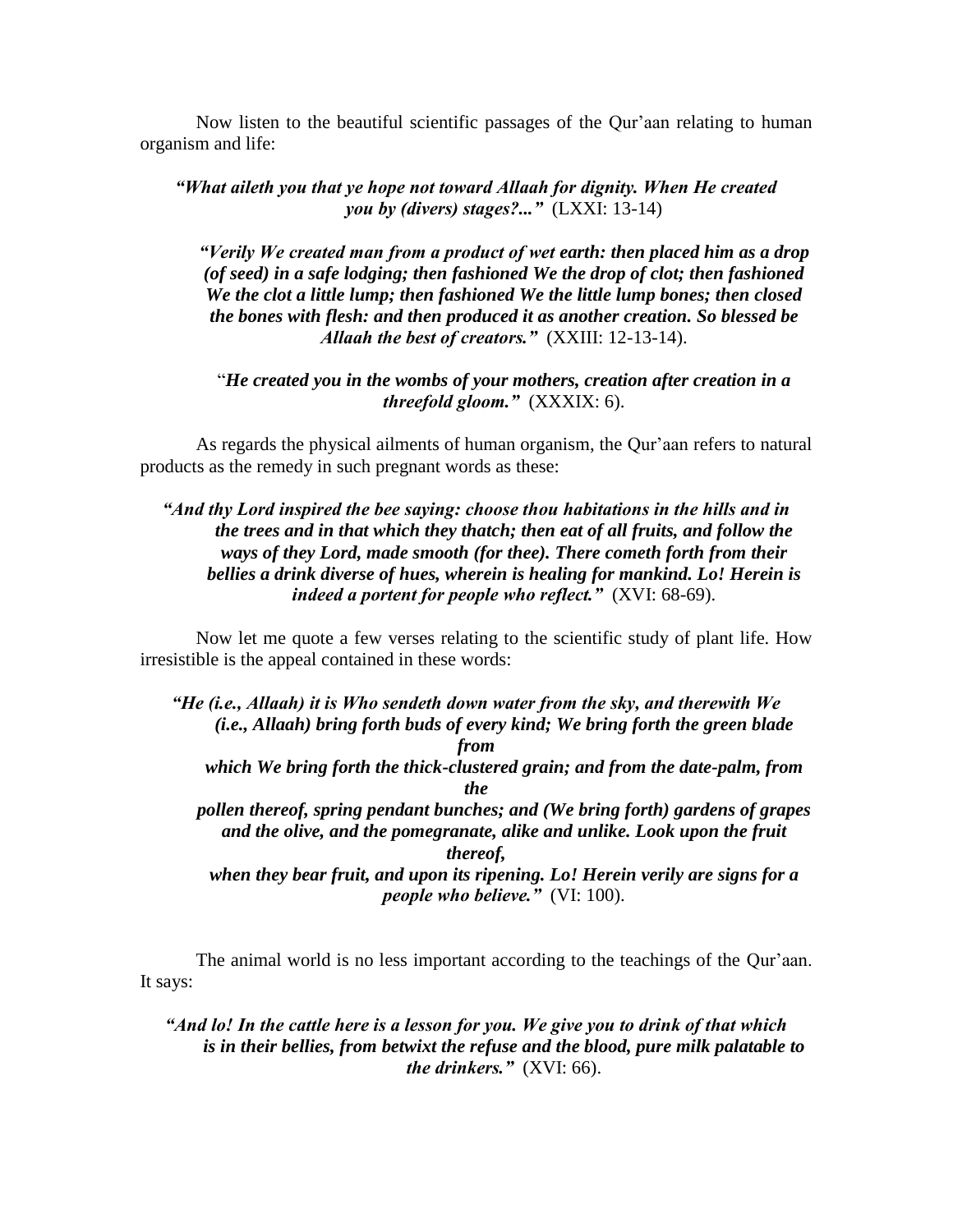Now listen to the beautiful scientific passages of the Qur'aan relating to human organism and life:

> ***"What aileth you that ye hope not toward Allaah for dignity. When He created you by (divers) stages?..."*** (LXXI: 13-14)

> ***"Verily We created man from a product of wet earth: then placed him as a drop (of seed) in a safe lodging; then fashioned We the drop of clot; then fashioned We the clot a little lump; then fashioned We the little lump bones; then closed the bones with flesh: and then produced it as another creation. So blessed be Allaah the best of creators."*** (XXIII: 12-13-14).

> "***He created you in the wombs of your mothers, creation after creation in a threefold gloom."*** (XXXIX: 6).

As regards the physical ailments of human organism, the Qur'aan refers to natural products as the remedy in such pregnant words as these:

> ***"And thy Lord inspired the bee saying: choose thou habitations in the hills and in the trees and in that which they thatch; then eat of all fruits, and follow the ways of they Lord, made smooth (for thee). There cometh forth from their bellies a drink diverse of hues, wherein is healing for mankind. Lo! Herein is indeed a portent for people who reflect."*** (XVI: 68-69).

Now let me quote a few verses relating to the scientific study of plant life. How irresistible is the appeal contained in these words:

> ***"He (i.e., Allaah) it is Who sendeth down water from the sky, and therewith We (i.e., Allaah) bring forth buds of every kind; We bring forth the green blade from which We bring forth the thick-clustered grain; and from the date-palm, from the pollen thereof, spring pendant bunches; and (We bring forth) gardens of grapes and the olive, and the pomegranate, alike and unlike. Look upon the fruit thereof, when they bear fruit, and upon its ripening. Lo! Herein verily are signs for a people who believe."*** (VI: 100).

The animal world is no less important according to the teachings of the Qur'aan. It says:

> ***"And lo! In the cattle here is a lesson for you. We give you to drink of that which is in their bellies, from betwixt the refuse and the blood, pure milk palatable to the drinkers."*** (XVI: 66).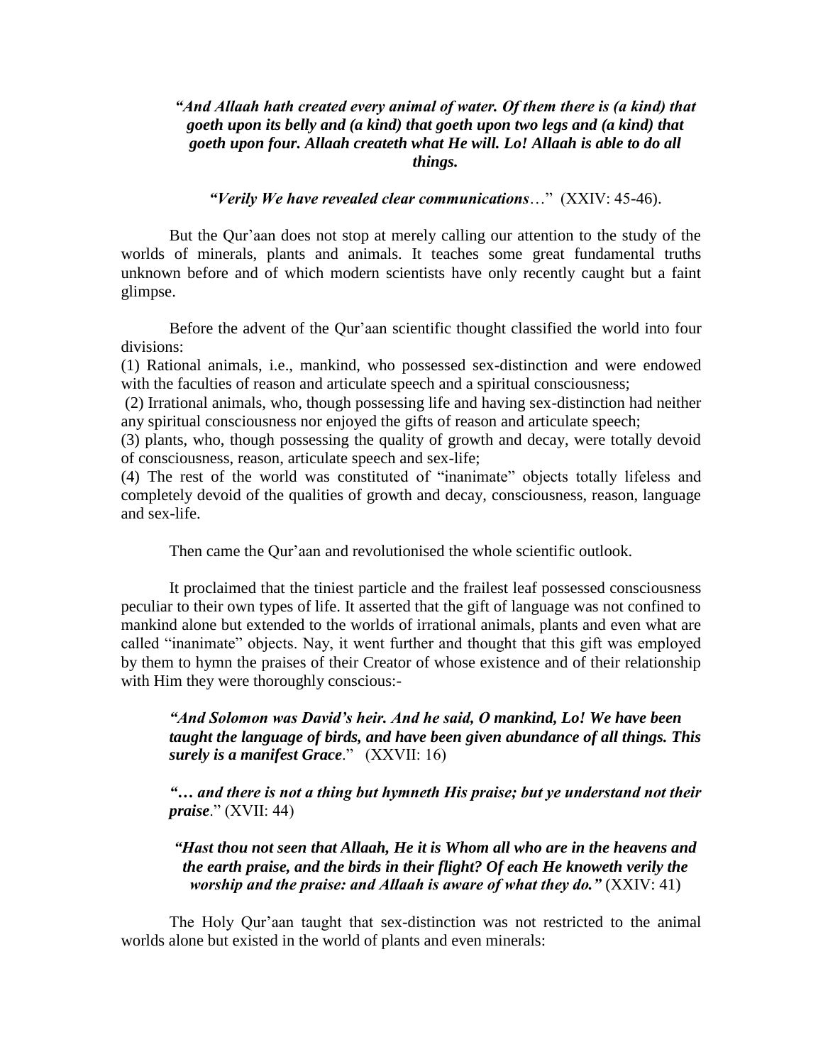***"And Allaah hath created every animal of water. Of them there is (a kind) that goeth upon its belly and (a kind) that goeth upon two legs and (a kind) that goeth upon four. Allaah createth what He will. Lo! Allaah is able to do all things.***

***"Verily We have revealed clear communications***…" (XXIV: 45-46).

But the Qur'aan does not stop at merely calling our attention to the study of the worlds of minerals, plants and animals. It teaches some great fundamental truths unknown before and of which modern scientists have only recently caught but a faint glimpse.

Before the advent of the Qur'aan scientific thought classified the world into four divisions:

(1) Rational animals, i.e., mankind, who possessed sex-distinction and were endowed with the faculties of reason and articulate speech and a spiritual consciousness;

(2) Irrational animals, who, though possessing life and having sex-distinction had neither any spiritual consciousness nor enjoyed the gifts of reason and articulate speech;

(3) plants, who, though possessing the quality of growth and decay, were totally devoid of consciousness, reason, articulate speech and sex-life;

(4) The rest of the world was constituted of "inanimate" objects totally lifeless and completely devoid of the qualities of growth and decay, consciousness, reason, language and sex-life.

Then came the Qur'aan and revolutionised the whole scientific outlook.

It proclaimed that the tiniest particle and the frailest leaf possessed consciousness peculiar to their own types of life. It asserted that the gift of language was not confined to mankind alone but extended to the worlds of irrational animals, plants and even what are called "inanimate" objects. Nay, it went further and thought that this gift was employed by them to hymn the praises of their Creator of whose existence and of their relationship with Him they were thoroughly conscious:-

> ***"And Solomon was David's heir. And he said, O mankind, Lo! We have been taught the language of birds, and have been given abundance of all things. This surely is a manifest Grace***." (XXVII: 16)
>
> ***"… and there is not a thing but hymneth His praise; but ye understand not their praise***." (XVII: 44)
>
> ***"Hast thou not seen that Allaah, He it is Whom all who are in the heavens and the earth praise, and the birds in their flight? Of each He knoweth verily the worship and the praise: and Allaah is aware of what they do."*** (XXIV: 41)

The Holy Qur'aan taught that sex-distinction was not restricted to the animal worlds alone but existed in the world of plants and even minerals: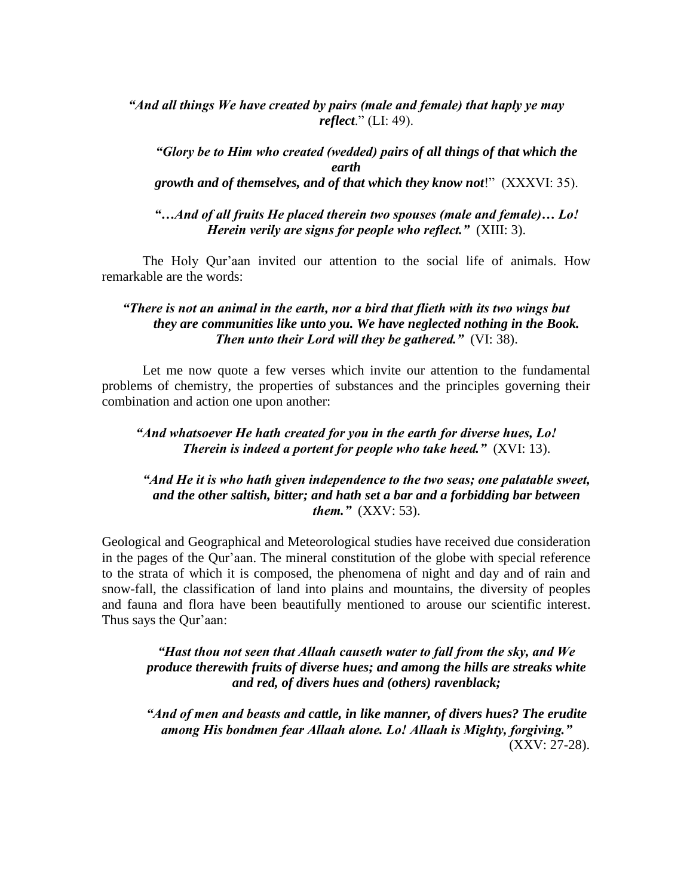*"And all things We have created by pairs (male and female) that haply ye may reflect*." (LI: 49).

*"Glory be to Him who created (wedded) pairs of all things of that which the earth growth and of themselves, and of that which they know not*!" (XXXVI: 35).

*"…And of all fruits He placed therein two spouses (male and female)… Lo! Herein verily are signs for people who reflect."* (XIII: 3).

The Holy Qur'aan invited our attention to the social life of animals. How remarkable are the words:

*"There is not an animal in the earth, nor a bird that flieth with its two wings but they are communities like unto you. We have neglected nothing in the Book. Then unto their Lord will they be gathered."* (VI: 38).

Let me now quote a few verses which invite our attention to the fundamental problems of chemistry, the properties of substances and the principles governing their combination and action one upon another:

*"And whatsoever He hath created for you in the earth for diverse hues, Lo! Therein is indeed a portent for people who take heed."* (XVI: 13).

*"And He it is who hath given independence to the two seas; one palatable sweet, and the other saltish, bitter; and hath set a bar and a forbidding bar between them."* (XXV: 53).

Geological and Geographical and Meteorological studies have received due consideration in the pages of the Qur'aan. The mineral constitution of the globe with special reference to the strata of which it is composed, the phenomena of night and day and of rain and snow-fall, the classification of land into plains and mountains, the diversity of peoples and fauna and flora have been beautifully mentioned to arouse our scientific interest. Thus says the Qur'aan:

*"Hast thou not seen that Allaah causeth water to fall from the sky, and We produce therewith fruits of diverse hues; and among the hills are streaks white and red, of divers hues and (others) ravenblack;*

*"And of men and beasts and cattle, in like manner, of divers hues? The erudite among His bondmen fear Allaah alone. Lo! Allaah is Mighty, forgiving."* (XXV: 27-28).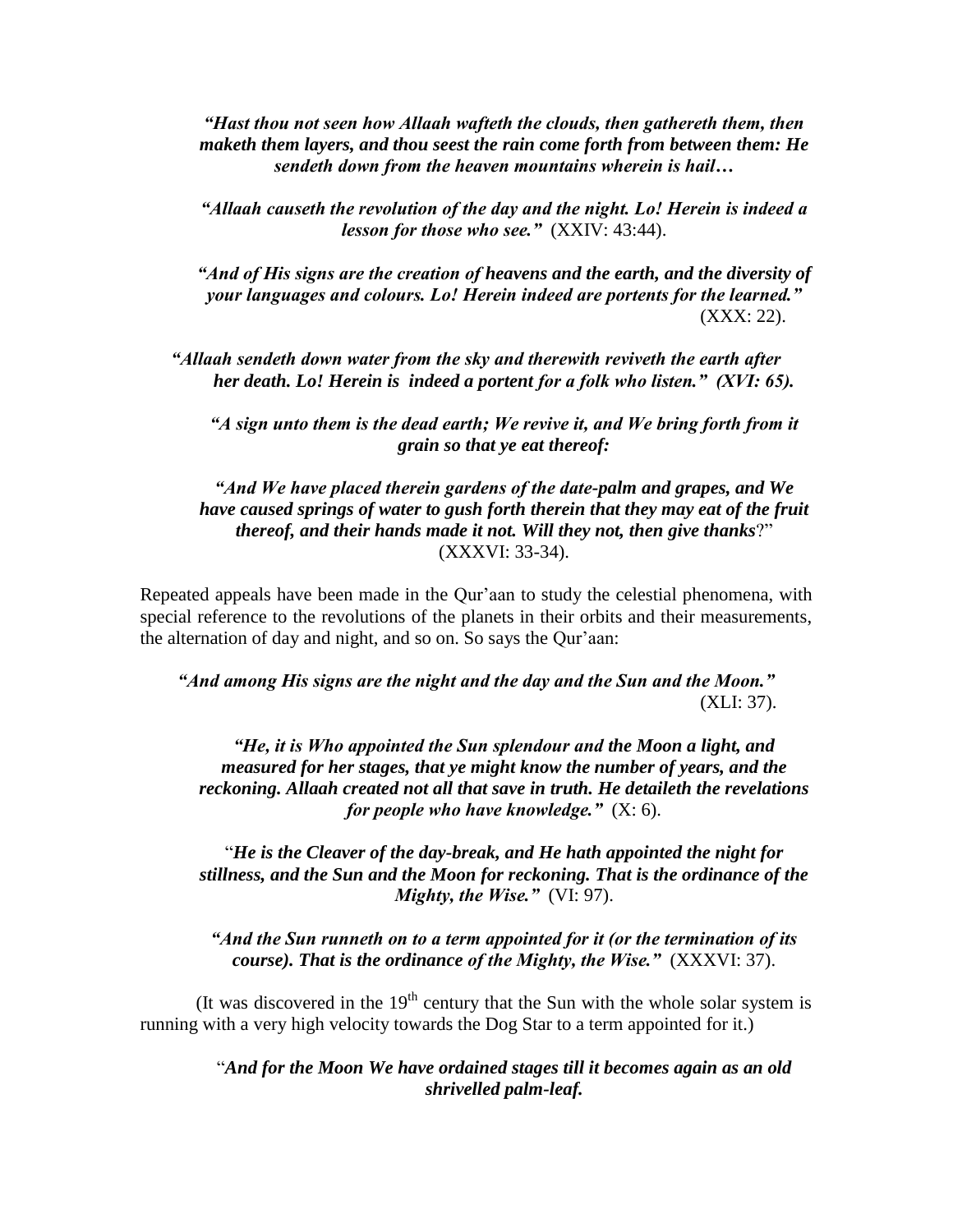*"Hast thou not seen how Allaah wafteth the clouds, then gathereth them, then maketh them layers, and thou seest the rain come forth from between them: He sendeth down from the heaven mountains wherein is hail…*

*"Allaah causeth the revolution of the day and the night. Lo! Herein is indeed a lesson for those who see."* (XXIV: 43:44).

*"And of His signs are the creation of heavens and the earth, and the diversity of your languages and colours. Lo! Herein indeed are portents for the learned."* (XXX: 22).

*"Allaah sendeth down water from the sky and therewith reviveth the earth after her death. Lo! Herein is indeed a portent for a folk who listen." (XVI: 65).*

*"A sign unto them is the dead earth; We revive it, and We bring forth from it grain so that ye eat thereof:*

*"And We have placed therein gardens of the date-palm and grapes, and We have caused springs of water to gush forth therein that they may eat of the fruit thereof, and their hands made it not. Will they not, then give thanks*?" (XXXVI: 33-34).

Repeated appeals have been made in the Qur'aan to study the celestial phenomena, with special reference to the revolutions of the planets in their orbits and their measurements, the alternation of day and night, and so on. So says the Qur'aan:

*"And among His signs are the night and the day and the Sun and the Moon."* (XLI: 37).

*"He, it is Who appointed the Sun splendour and the Moon a light, and measured for her stages, that ye might know the number of years, and the reckoning. Allaah created not all that save in truth. He detaileth the revelations for people who have knowledge."* (X: 6).

"*He is the Cleaver of the day-break, and He hath appointed the night for stillness, and the Sun and the Moon for reckoning. That is the ordinance of the Mighty, the Wise."* (VI: 97).

*"And the Sun runneth on to a term appointed for it (or the termination of its course). That is the ordinance of the Mighty, the Wise."* (XXXVI: 37).

(It was discovered in the 19th century that the Sun with the whole solar system is running with a very high velocity towards the Dog Star to a term appointed for it.)

"*And for the Moon We have ordained stages till it becomes again as an old shrivelled palm-leaf.*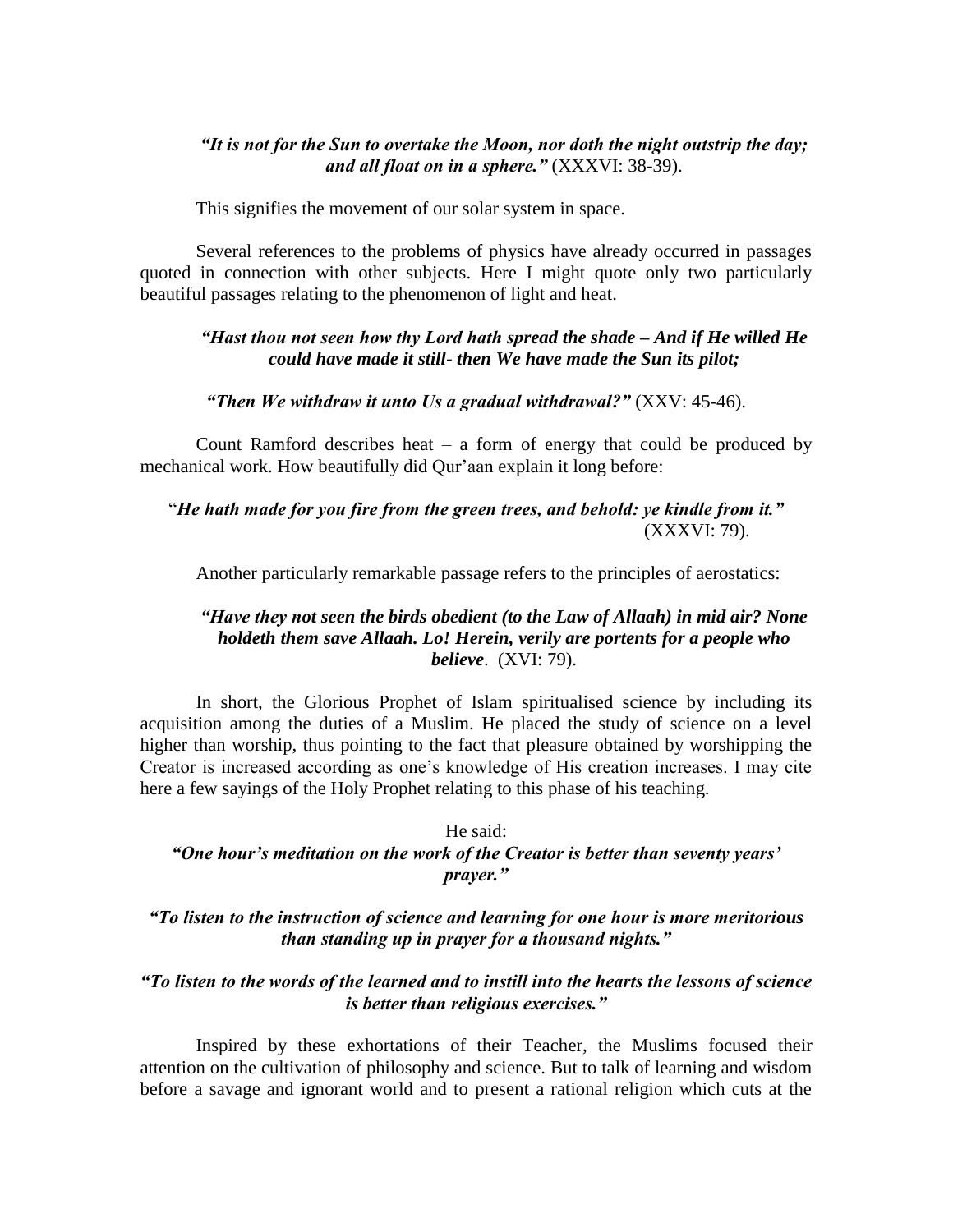*"It is not for the Sun to overtake the Moon, nor doth the night outstrip the day; and all float on in a sphere."* (XXXVI: 38-39).

This signifies the movement of our solar system in space.

Several references to the problems of physics have already occurred in passages quoted in connection with other subjects. Here I might quote only two particularly beautiful passages relating to the phenomenon of light and heat.

*"Hast thou not seen how thy Lord hath spread the shade – And if He willed He could have made it still- then We have made the Sun its pilot;*

*"Then We withdraw it unto Us a gradual withdrawal?"* (XXV: 45-46).

Count Ramford describes heat – a form of energy that could be produced by mechanical work. How beautifully did Qur'aan explain it long before:

"*He hath made for you fire from the green trees, and behold: ye kindle from it."* (XXXVI: 79).

Another particularly remarkable passage refers to the principles of aerostatics:

*"Have they not seen the birds obedient (to the Law of Allaah) in mid air? None holdeth them save Allaah. Lo! Herein, verily are portents for a people who believe*. (XVI: 79).

In short, the Glorious Prophet of Islam spiritualised science by including its acquisition among the duties of a Muslim. He placed the study of science on a level higher than worship, thus pointing to the fact that pleasure obtained by worshipping the Creator is increased according as one's knowledge of His creation increases. I may cite here a few sayings of the Holy Prophet relating to this phase of his teaching.

He said:

*"One hour's meditation on the work of the Creator is better than seventy years' prayer."*

*"To listen to the instruction of science and learning for one hour is more meritorious than standing up in prayer for a thousand nights."*

*"To listen to the words of the learned and to instill into the hearts the lessons of science is better than religious exercises."*

Inspired by these exhortations of their Teacher, the Muslims focused their attention on the cultivation of philosophy and science. But to talk of learning and wisdom before a savage and ignorant world and to present a rational religion which cuts at the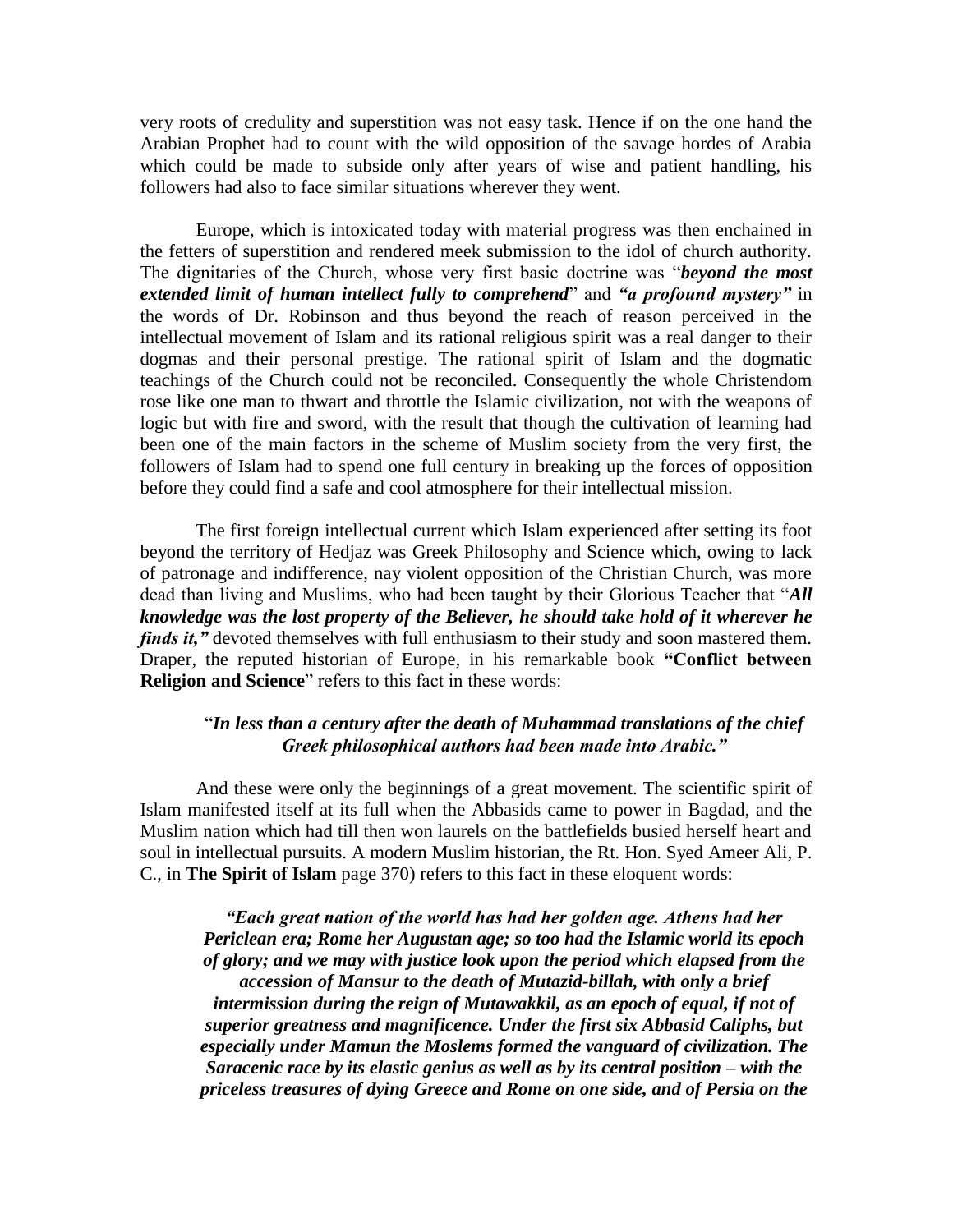very roots of credulity and superstition was not easy task. Hence if on the one hand the Arabian Prophet had to count with the wild opposition of the savage hordes of Arabia which could be made to subside only after years of wise and patient handling, his followers had also to face similar situations wherever they went.

Europe, which is intoxicated today with material progress was then enchained in the fetters of superstition and rendered meek submission to the idol of church authority. The dignitaries of the Church, whose very first basic doctrine was "***beyond the most extended limit of human intellect fully to comprehend***" and ***"a profound mystery"*** in the words of Dr. Robinson and thus beyond the reach of reason perceived in the intellectual movement of Islam and its rational religious spirit was a real danger to their dogmas and their personal prestige. The rational spirit of Islam and the dogmatic teachings of the Church could not be reconciled. Consequently the whole Christendom rose like one man to thwart and throttle the Islamic civilization, not with the weapons of logic but with fire and sword, with the result that though the cultivation of learning had been one of the main factors in the scheme of Muslim society from the very first, the followers of Islam had to spend one full century in breaking up the forces of opposition before they could find a safe and cool atmosphere for their intellectual mission.

The first foreign intellectual current which Islam experienced after setting its foot beyond the territory of Hedjaz was Greek Philosophy and Science which, owing to lack of patronage and indifference, nay violent opposition of the Christian Church, was more dead than living and Muslims, who had been taught by their Glorious Teacher that "***All knowledge was the lost property of the Believer, he should take hold of it wherever he finds it,"*** devoted themselves with full enthusiasm to their study and soon mastered them. Draper, the reputed historian of Europe, in his remarkable book **"Conflict between Religion and Science**" refers to this fact in these words:

> "***In less than a century after the death of Muhammad translations of the chief Greek philosophical authors had been made into Arabic."***

And these were only the beginnings of a great movement. The scientific spirit of Islam manifested itself at its full when the Abbasids came to power in Bagdad, and the Muslim nation which had till then won laurels on the battlefields busied herself heart and soul in intellectual pursuits. A modern Muslim historian, the Rt. Hon. Syed Ameer Ali, P. C., in **The Spirit of Islam** page 370) refers to this fact in these eloquent words:

> ***"Each great nation of the world has had her golden age. Athens had her Periclean era; Rome her Augustan age; so too had the Islamic world its epoch of glory; and we may with justice look upon the period which elapsed from the accession of Mansur to the death of Mutazid-billah, with only a brief intermission during the reign of Mutawakkil, as an epoch of equal, if not of superior greatness and magnificence. Under the first six Abbasid Caliphs, but especially under Mamun the Moslems formed the vanguard of civilization. The Saracenic race by its elastic genius as well as by its central position – with the priceless treasures of dying Greece and Rome on one side, and of Persia on the***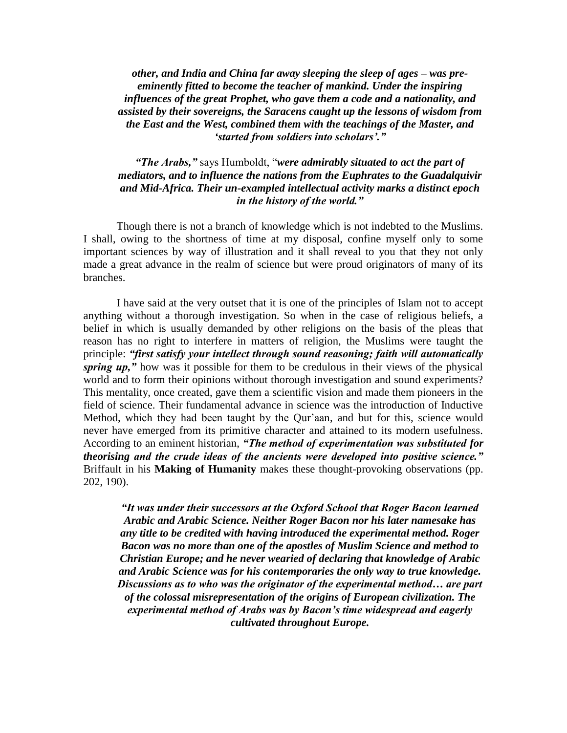***other, and India and China far away sleeping the sleep of ages – was pre-eminently fitted to become the teacher of mankind. Under the inspiring influences of the great Prophet, who gave them a code and a nationality, and assisted by their sovereigns, the Saracens caught up the lessons of wisdom from the East and the West, combined them with the teachings of the Master, and 'started from soldiers into scholars'."***

***"The Arabs,"*** says Humboldt, "***were admirably situated to act the part of mediators, and to influence the nations from the Euphrates to the Guadalquivir and Mid-Africa. Their un-exampled intellectual activity marks a distinct epoch in the history of the world."***

Though there is not a branch of knowledge which is not indebted to the Muslims. I shall, owing to the shortness of time at my disposal, confine myself only to some important sciences by way of illustration and it shall reveal to you that they not only made a great advance in the realm of science but were proud originators of many of its branches.

I have said at the very outset that it is one of the principles of Islam not to accept anything without a thorough investigation. So when in the case of religious beliefs, a belief in which is usually demanded by other religions on the basis of the pleas that reason has no right to interfere in matters of religion, the Muslims were taught the principle: ***"first satisfy your intellect through sound reasoning; faith will automatically spring up,"*** how was it possible for them to be credulous in their views of the physical world and to form their opinions without thorough investigation and sound experiments? This mentality, once created, gave them a scientific vision and made them pioneers in the field of science. Their fundamental advance in science was the introduction of Inductive Method, which they had been taught by the Qur'aan, and but for this, science would never have emerged from its primitive character and attained to its modern usefulness. According to an eminent historian, ***"The method of experimentation was substituted for theorising and the crude ideas of the ancients were developed into positive science."*** Briffault in his **Making of Humanity** makes these thought-provoking observations (pp. 202, 190).

***"It was under their successors at the Oxford School that Roger Bacon learned Arabic and Arabic Science. Neither Roger Bacon nor his later namesake has any title to be credited with having introduced the experimental method. Roger Bacon was no more than one of the apostles of Muslim Science and method to Christian Europe; and he never wearied of declaring that knowledge of Arabic and Arabic Science was for his contemporaries the only way to true knowledge. Discussions as to who was the originator of the experimental method… are part of the colossal misrepresentation of the origins of European civilization. The experimental method of Arabs was by Bacon's time widespread and eagerly cultivated throughout Europe.***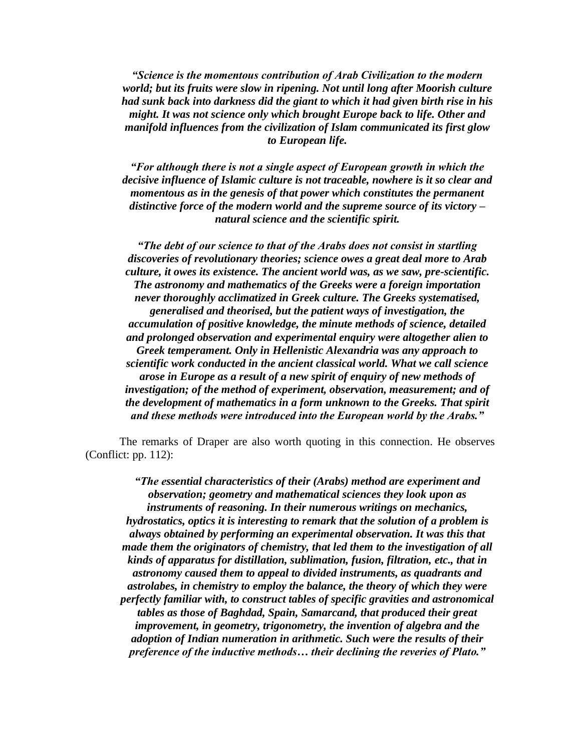> ***"Science is the momentous contribution of Arab Civilization to the modern world; but its fruits were slow in ripening. Not until long after Moorish culture had sunk back into darkness did the giant to which it had given birth rise in his might. It was not science only which brought Europe back to life. Other and manifold influences from the civilization of Islam communicated its first glow to European life.***
>
> ***"For although there is not a single aspect of European growth in which the decisive influence of Islamic culture is not traceable, nowhere is it so clear and momentous as in the genesis of that power which constitutes the permanent distinctive force of the modern world and the supreme source of its victory – natural science and the scientific spirit.***
>
> ***"The debt of our science to that of the Arabs does not consist in startling discoveries of revolutionary theories; science owes a great deal more to Arab culture, it owes its existence. The ancient world was, as we saw, pre-scientific. The astronomy and mathematics of the Greeks were a foreign importation never thoroughly acclimatized in Greek culture. The Greeks systematised, generalised and theorised, but the patient ways of investigation, the accumulation of positive knowledge, the minute methods of science, detailed and prolonged observation and experimental enquiry were altogether alien to Greek temperament. Only in Hellenistic Alexandria was any approach to scientific work conducted in the ancient classical world. What we call science arose in Europe as a result of a new spirit of enquiry of new methods of investigation; of the method of experiment, observation, measurement; and of the development of mathematics in a form unknown to the Greeks. That spirit and these methods were introduced into the European world by the Arabs."***

The remarks of Draper are also worth quoting in this connection. He observes (Conflict: pp. 112):

> ***"The essential characteristics of their (Arabs) method are experiment and observation; geometry and mathematical sciences they look upon as instruments of reasoning. In their numerous writings on mechanics, hydrostatics, optics it is interesting to remark that the solution of a problem is always obtained by performing an experimental observation. It was this that made them the originators of chemistry, that led them to the investigation of all kinds of apparatus for distillation, sublimation, fusion, filtration, etc., that in astronomy caused them to appeal to divided instruments, as quadrants and astrolabes, in chemistry to employ the balance, the theory of which they were perfectly familiar with, to construct tables of specific gravities and astronomical tables as those of Baghdad, Spain, Samarcand, that produced their great improvement, in geometry, trigonometry, the invention of algebra and the adoption of Indian numeration in arithmetic. Such were the results of their preference of the inductive methods… their declining the reveries of Plato."***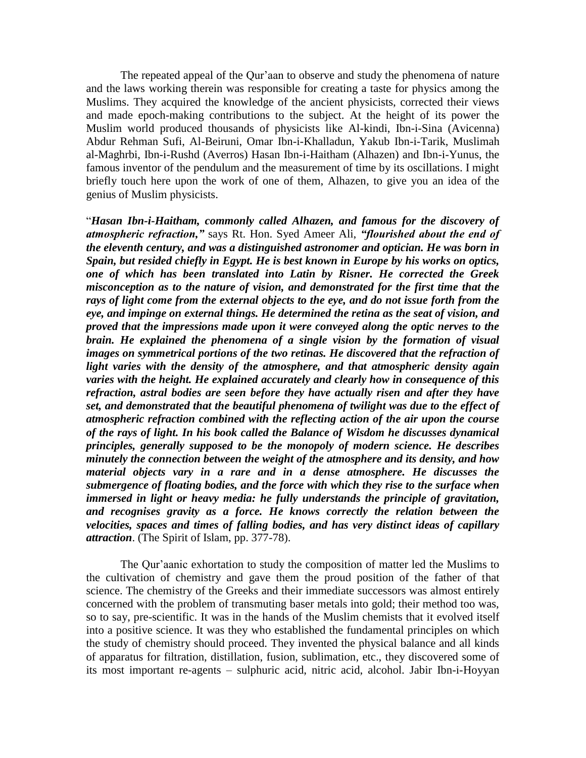The repeated appeal of the Qur'aan to observe and study the phenomena of nature and the laws working therein was responsible for creating a taste for physics among the Muslims. They acquired the knowledge of the ancient physicists, corrected their views and made epoch-making contributions to the subject. At the height of its power the Muslim world produced thousands of physicists like Al-kindi, Ibn-i-Sina (Avicenna) Abdur Rehman Sufi, Al-Beiruni, Omar Ibn-i-Khalladun, Yakub Ibn-i-Tarik, Muslimah al-Maghrbi, Ibn-i-Rushd (Averros) Hasan Ibn-i-Haitham (Alhazen) and Ibn-i-Yunus, the famous inventor of the pendulum and the measurement of time by its oscillations. I might briefly touch here upon the work of one of them, Alhazen, to give you an idea of the genius of Muslim physicists.

"***Hasan Ibn-i-Haitham, commonly called Alhazen, and famous for the discovery of atmospheric refraction,"*** says Rt. Hon. Syed Ameer Ali, ***"flourished about the end of the eleventh century, and was a distinguished astronomer and optician. He was born in Spain, but resided chiefly in Egypt. He is best known in Europe by his works on optics, one of which has been translated into Latin by Risner. He corrected the Greek misconception as to the nature of vision, and demonstrated for the first time that the rays of light come from the external objects to the eye, and do not issue forth from the eye, and impinge on external things. He determined the retina as the seat of vision, and proved that the impressions made upon it were conveyed along the optic nerves to the brain. He explained the phenomena of a single vision by the formation of visual images on symmetrical portions of the two retinas. He discovered that the refraction of light varies with the density of the atmosphere, and that atmospheric density again varies with the height. He explained accurately and clearly how in consequence of this refraction, astral bodies are seen before they have actually risen and after they have set, and demonstrated that the beautiful phenomena of twilight was due to the effect of atmospheric refraction combined with the reflecting action of the air upon the course of the rays of light. In his book called the Balance of Wisdom he discusses dynamical principles, generally supposed to be the monopoly of modern science. He describes minutely the connection between the weight of the atmosphere and its density, and how material objects vary in a rare and in a dense atmosphere. He discusses the submergence of floating bodies, and the force with which they rise to the surface when immersed in light or heavy media: he fully understands the principle of gravitation, and recognises gravity as a force. He knows correctly the relation between the velocities, spaces and times of falling bodies, and has very distinct ideas of capillary attraction***. (The Spirit of Islam, pp. 377-78).

The Qur'aanic exhortation to study the composition of matter led the Muslims to the cultivation of chemistry and gave them the proud position of the father of that science. The chemistry of the Greeks and their immediate successors was almost entirely concerned with the problem of transmuting baser metals into gold; their method too was, so to say, pre-scientific. It was in the hands of the Muslim chemists that it evolved itself into a positive science. It was they who established the fundamental principles on which the study of chemistry should proceed. They invented the physical balance and all kinds of apparatus for filtration, distillation, fusion, sublimation, etc., they discovered some of its most important re-agents – sulphuric acid, nitric acid, alcohol. Jabir Ibn-i-Hoyyan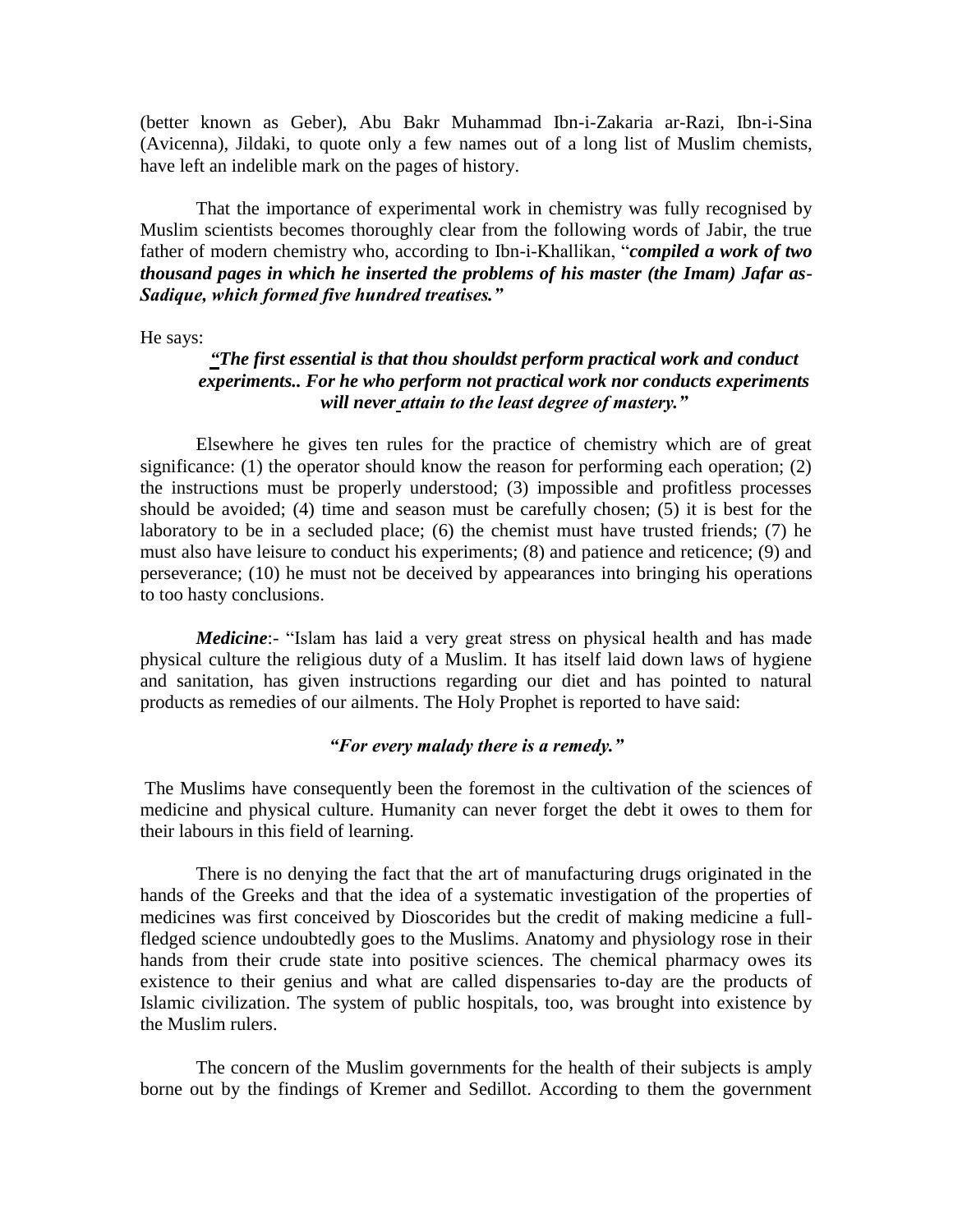(better known as Geber), Abu Bakr Muhammad Ibn-i-Zakaria ar-Razi, Ibn-i-Sina (Avicenna), Jildaki, to quote only a few names out of a long list of Muslim chemists, have left an indelible mark on the pages of history.

That the importance of experimental work in chemistry was fully recognised by Muslim scientists becomes thoroughly clear from the following words of Jabir, the true father of modern chemistry who, according to Ibn-i-Khallikan, "***compiled a work of two thousand pages in which he inserted the problems of his master (the Imam) Jafar as-Sadique, which formed five hundred treatises."***

He says:

> ***"The first essential is that thou shouldst perform practical work and conduct experiments.. For he who perform not practical work nor conducts experiments will never attain to the least degree of mastery."***

Elsewhere he gives ten rules for the practice of chemistry which are of great significance: (1) the operator should know the reason for performing each operation; (2) the instructions must be properly understood; (3) impossible and profitless processes should be avoided; (4) time and season must be carefully chosen; (5) it is best for the laboratory to be in a secluded place; (6) the chemist must have trusted friends; (7) he must also have leisure to conduct his experiments; (8) and patience and reticence; (9) and perseverance; (10) he must not be deceived by appearances into bringing his operations to too hasty conclusions.

***Medicine***:- "Islam has laid a very great stress on physical health and has made physical culture the religious duty of a Muslim. It has itself laid down laws of hygiene and sanitation, has given instructions regarding our diet and has pointed to natural products as remedies of our ailments. The Holy Prophet is reported to have said:

> ***"For every malady there is a remedy."***

The Muslims have consequently been the foremost in the cultivation of the sciences of medicine and physical culture. Humanity can never forget the debt it owes to them for their labours in this field of learning.

There is no denying the fact that the art of manufacturing drugs originated in the hands of the Greeks and that the idea of a systematic investigation of the properties of medicines was first conceived by Dioscorides but the credit of making medicine a full-fledged science undoubtedly goes to the Muslims. Anatomy and physiology rose in their hands from their crude state into positive sciences. The chemical pharmacy owes its existence to their genius and what are called dispensaries to-day are the products of Islamic civilization. The system of public hospitals, too, was brought into existence by the Muslim rulers.

The concern of the Muslim governments for the health of their subjects is amply borne out by the findings of Kremer and Sedillot. According to them the government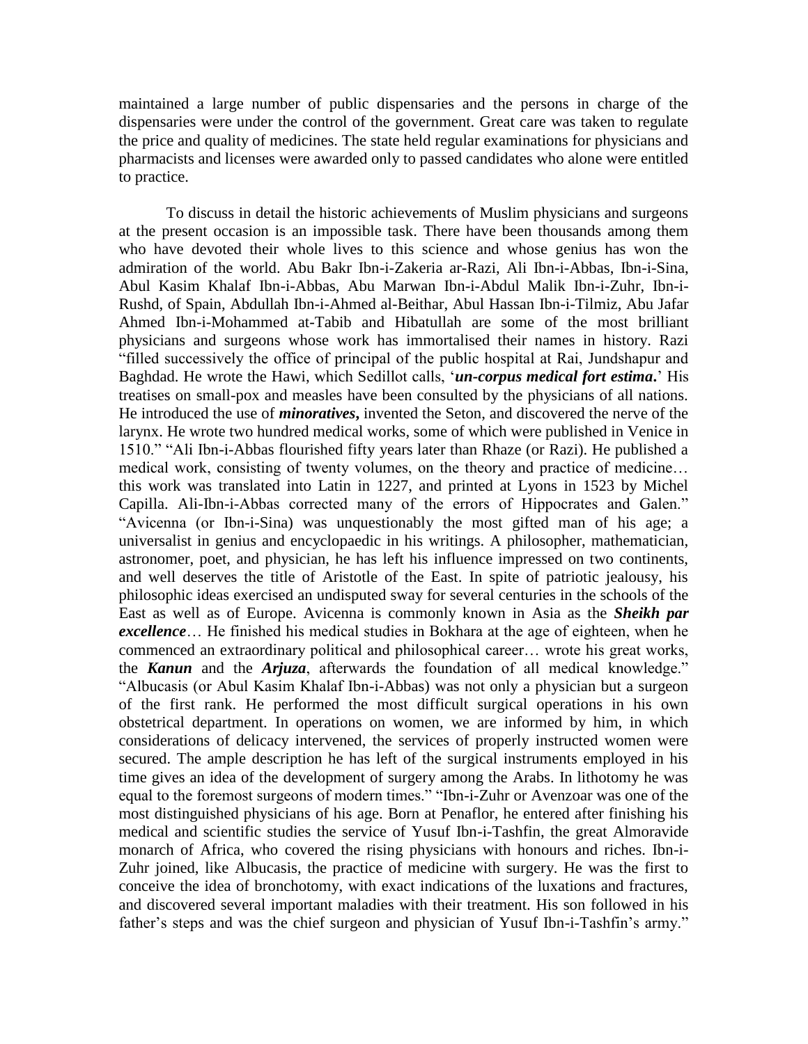maintained a large number of public dispensaries and the persons in charge of the dispensaries were under the control of the government. Great care was taken to regulate the price and quality of medicines. The state held regular examinations for physicians and pharmacists and licenses were awarded only to passed candidates who alone were entitled to practice.

To discuss in detail the historic achievements of Muslim physicians and surgeons at the present occasion is an impossible task. There have been thousands among them who have devoted their whole lives to this science and whose genius has won the admiration of the world. Abu Bakr Ibn-i-Zakeria ar-Razi, Ali Ibn-i-Abbas, Ibn-i-Sina, Abul Kasim Khalaf Ibn-i-Abbas, Abu Marwan Ibn-i-Abdul Malik Ibn-i-Zuhr, Ibn-i-Rushd, of Spain, Abdullah Ibn-i-Ahmed al-Beithar, Abul Hassan Ibn-i-Tilmiz, Abu Jafar Ahmed Ibn-i-Mohammed at-Tabib and Hibatullah are some of the most brilliant physicians and surgeons whose work has immortalised their names in history. Razi "filled successively the office of principal of the public hospital at Rai, Jundshapur and Baghdad. He wrote the Hawi, which Sedillot calls, '***un-corpus medical fort estima***.' His treatises on small-pox and measles have been consulted by the physicians of all nations. He introduced the use of ***minoratives***, invented the Seton, and discovered the nerve of the larynx. He wrote two hundred medical works, some of which were published in Venice in 1510." "Ali Ibn-i-Abbas flourished fifty years later than Rhaze (or Razi). He published a medical work, consisting of twenty volumes, on the theory and practice of medicine… this work was translated into Latin in 1227, and printed at Lyons in 1523 by Michel Capilla. Ali-Ibn-i-Abbas corrected many of the errors of Hippocrates and Galen." "Avicenna (or Ibn-i-Sina) was unquestionably the most gifted man of his age; a universalist in genius and encyclopaedic in his writings. A philosopher, mathematician, astronomer, poet, and physician, he has left his influence impressed on two continents, and well deserves the title of Aristotle of the East. In spite of patriotic jealousy, his philosophic ideas exercised an undisputed sway for several centuries in the schools of the East as well as of Europe. Avicenna is commonly known in Asia as the ***Sheikh par excellence***… He finished his medical studies in Bokhara at the age of eighteen, when he commenced an extraordinary political and philosophical career… wrote his great works, the ***Kanun*** and the ***Arjuza***, afterwards the foundation of all medical knowledge." "Albucasis (or Abul Kasim Khalaf Ibn-i-Abbas) was not only a physician but a surgeon of the first rank. He performed the most difficult surgical operations in his own obstetrical department. In operations on women, we are informed by him, in which considerations of delicacy intervened, the services of properly instructed women were secured. The ample description he has left of the surgical instruments employed in his time gives an idea of the development of surgery among the Arabs. In lithotomy he was equal to the foremost surgeons of modern times." "Ibn-i-Zuhr or Avenzoar was one of the most distinguished physicians of his age. Born at Penaflor, he entered after finishing his medical and scientific studies the service of Yusuf Ibn-i-Tashfin, the great Almoravide monarch of Africa, who covered the rising physicians with honours and riches. Ibn-i-Zuhr joined, like Albucasis, the practice of medicine with surgery. He was the first to conceive the idea of bronchotomy, with exact indications of the luxations and fractures, and discovered several important maladies with their treatment. His son followed in his father's steps and was the chief surgeon and physician of Yusuf Ibn-i-Tashfin's army."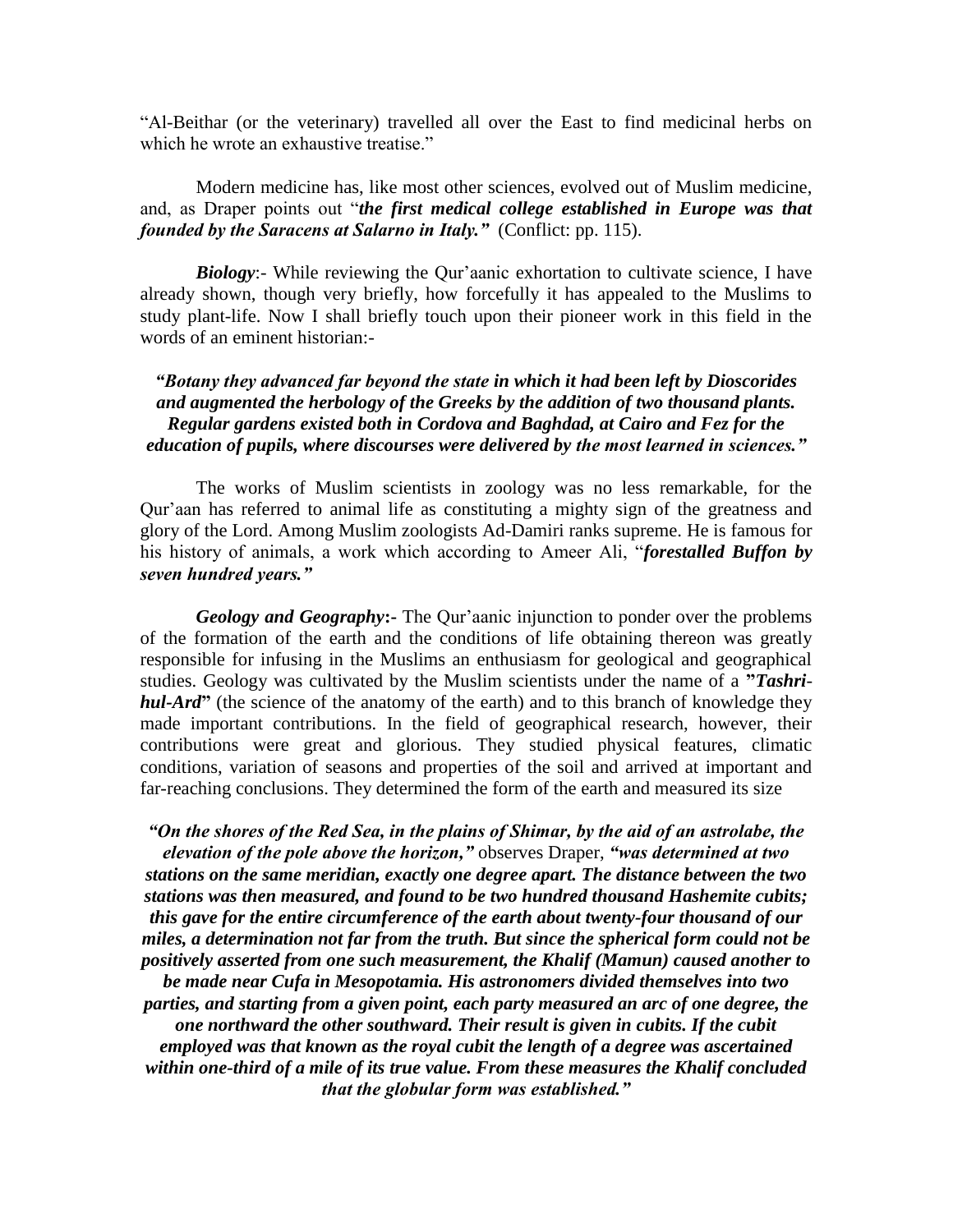"Al-Beithar (or the veterinary) travelled all over the East to find medicinal herbs on which he wrote an exhaustive treatise."

Modern medicine has, like most other sciences, evolved out of Muslim medicine, and, as Draper points out "***the first medical college established in Europe was that founded by the Saracens at Salarno in Italy.***" (Conflict: pp. 115).

***Biology***:- While reviewing the Qur'aanic exhortation to cultivate science, I have already shown, though very briefly, how forcefully it has appealed to the Muslims to study plant-life. Now I shall briefly touch upon their pioneer work in this field in the words of an eminent historian:-

***"Botany they advanced far beyond the state in which it had been left by Dioscorides and augmented the herbology of the Greeks by the addition of two thousand plants. Regular gardens existed both in Cordova and Baghdad, at Cairo and Fez for the education of pupils, where discourses were delivered by the most learned in sciences."***

The works of Muslim scientists in zoology was no less remarkable, for the Qur'aan has referred to animal life as constituting a mighty sign of the greatness and glory of the Lord. Among Muslim zoologists Ad-Damiri ranks supreme. He is famous for his history of animals, a work which according to Ameer Ali, "***forestalled Buffon by seven hundred years."***

***Geology and Geography*:-** The Qur'aanic injunction to ponder over the problems of the formation of the earth and the conditions of life obtaining thereon was greatly responsible for infusing in the Muslims an enthusiasm for geological and geographical studies. Geology was cultivated by the Muslim scientists under the name of a **"*Tashri-hul-Ard*"** (the science of the anatomy of the earth) and to this branch of knowledge they made important contributions. In the field of geographical research, however, their contributions were great and glorious. They studied physical features, climatic conditions, variation of seasons and properties of the soil and arrived at important and far-reaching conclusions. They determined the form of the earth and measured its size

***"On the shores of the Red Sea, in the plains of Shimar, by the aid of an astrolabe, the elevation of the pole above the horizon,"*** observes Draper, ***"was determined at two stations on the same meridian, exactly one degree apart. The distance between the two stations was then measured, and found to be two hundred thousand Hashemite cubits; this gave for the entire circumference of the earth about twenty-four thousand of our miles, a determination not far from the truth. But since the spherical form could not be positively asserted from one such measurement, the Khalif (Mamun) caused another to be made near Cufa in Mesopotamia. His astronomers divided themselves into two parties, and starting from a given point, each party measured an arc of one degree, the one northward the other southward. Their result is given in cubits. If the cubit employed was that known as the royal cubit the length of a degree was ascertained within one-third of a mile of its true value. From these measures the Khalif concluded that the globular form was established."***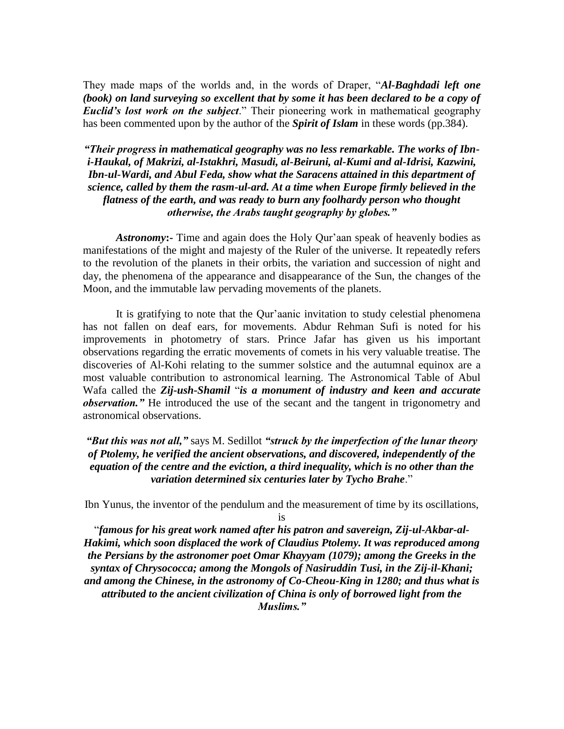They made maps of the worlds and, in the words of Draper, "***Al-Baghdadi left one (book) on land surveying so excellent that by some it has been declared to be a copy of Euclid's lost work on the subject***." Their pioneering work in mathematical geography has been commented upon by the author of the ***Spirit of Islam*** in these words (pp.384).

***"Their progress in mathematical geography was no less remarkable. The works of Ibn-i-Haukal, of Makrizi, al-Istakhri, Masudi, al-Beiruni, al-Kumi and al-Idrisi, Kazwini, Ibn-ul-Wardi, and Abul Feda, show what the Saracens attained in this department of science, called by them the rasm-ul-ard. At a time when Europe firmly believed in the flatness of the earth, and was ready to burn any foolhardy person who thought otherwise, the Arabs taught geography by globes."***

***Astronomy*:-** Time and again does the Holy Qur'aan speak of heavenly bodies as manifestations of the might and majesty of the Ruler of the universe. It repeatedly refers to the revolution of the planets in their orbits, the variation and succession of night and day, the phenomena of the appearance and disappearance of the Sun, the changes of the Moon, and the immutable law pervading movements of the planets.

It is gratifying to note that the Qur'aanic invitation to study celestial phenomena has not fallen on deaf ears, for movements. Abdur Rehman Sufi is noted for his improvements in photometry of stars. Prince Jafar has given us his important observations regarding the erratic movements of comets in his very valuable treatise. The discoveries of Al-Kohi relating to the summer solstice and the autumnal equinox are a most valuable contribution to astronomical learning. The Astronomical Table of Abul Wafa called the ***Zij-ush-Shamil*** "***is a monument of industry and keen and accurate observation."*** He introduced the use of the secant and the tangent in trigonometry and astronomical observations.

***"But this was not all,"*** says M. Sedillot ***"struck by the imperfection of the lunar theory of Ptolemy, he verified the ancient observations, and discovered, independently of the equation of the centre and the eviction, a third inequality, which is no other than the variation determined six centuries later by Tycho Brahe***."

Ibn Yunus, the inventor of the pendulum and the measurement of time by its oscillations, is

"***famous for his great work named after his patron and savereign, Zij-ul-Akbar-al-Hakimi, which soon displaced the work of Claudius Ptolemy. It was reproduced among the Persians by the astronomer poet Omar Khayyam (1079); among the Greeks in the syntax of Chrysococca; among the Mongols of Nasiruddin Tusi, in the Zij-il-Khani; and among the Chinese, in the astronomy of Co-Cheou-King in 1280; and thus what is attributed to the ancient civilization of China is only of borrowed light from the Muslims."***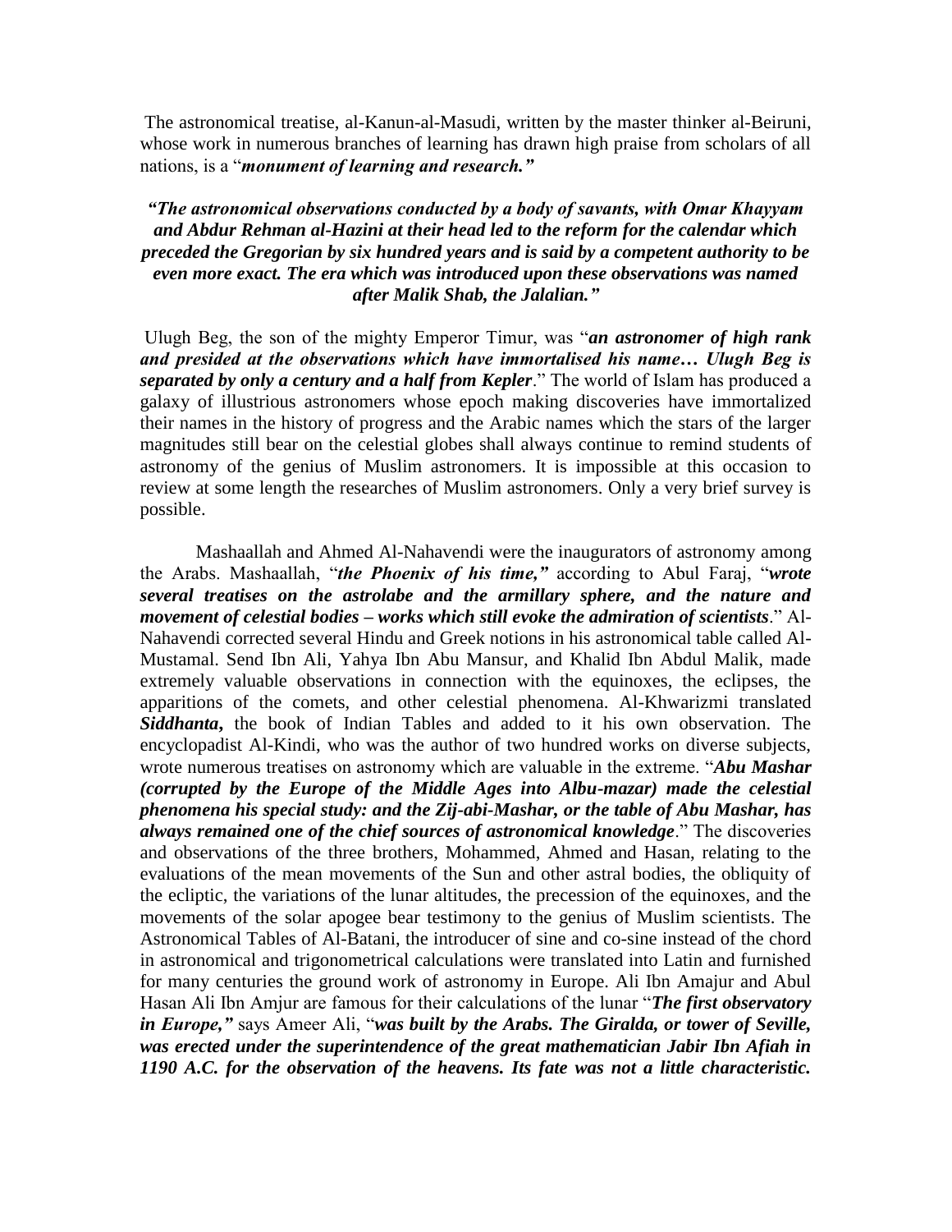The astronomical treatise, al-Kanun-al-Masudi, written by the master thinker al-Beiruni, whose work in numerous branches of learning has drawn high praise from scholars of all nations, is a "***monument of learning and research.***"

***"The astronomical observations conducted by a body of savants, with Omar Khayyam and Abdur Rehman al-Hazini at their head led to the reform for the calendar which preceded the Gregorian by six hundred years and is said by a competent authority to be even more exact. The era which was introduced upon these observations was named after Malik Shab, the Jalalian."***

Ulugh Beg, the son of the mighty Emperor Timur, was "***an astronomer of high rank and presided at the observations which have immortalised his name… Ulugh Beg is separated by only a century and a half from Kepler***." The world of Islam has produced a galaxy of illustrious astronomers whose epoch making discoveries have immortalized their names in the history of progress and the Arabic names which the stars of the larger magnitudes still bear on the celestial globes shall always continue to remind students of astronomy of the genius of Muslim astronomers. It is impossible at this occasion to review at some length the researches of Muslim astronomers. Only a very brief survey is possible.

Mashaallah and Ahmed Al-Nahavendi were the inaugurators of astronomy among the Arabs. Mashaallah, "***the Phoenix of his time,***" according to Abul Faraj, "***wrote several treatises on the astrolabe and the armillary sphere, and the nature and movement of celestial bodies – works which still evoke the admiration of scientists***." Al-Nahavendi corrected several Hindu and Greek notions in his astronomical table called Al-Mustamal. Send Ibn Ali, Yahya Ibn Abu Mansur, and Khalid Ibn Abdul Malik, made extremely valuable observations in connection with the equinoxes, the eclipses, the apparitions of the comets, and other celestial phenomena. Al-Khwarizmi translated ***Siddhanta*,** the book of Indian Tables and added to it his own observation. The encyclopadist Al-Kindi, who was the author of two hundred works on diverse subjects, wrote numerous treatises on astronomy which are valuable in the extreme. "***Abu Mashar (corrupted by the Europe of the Middle Ages into Albu-mazar) made the celestial phenomena his special study: and the Zij-abi-Mashar, or the table of Abu Mashar, has always remained one of the chief sources of astronomical knowledge***." The discoveries and observations of the three brothers, Mohammed, Ahmed and Hasan, relating to the evaluations of the mean movements of the Sun and other astral bodies, the obliquity of the ecliptic, the variations of the lunar altitudes, the precession of the equinoxes, and the movements of the solar apogee bear testimony to the genius of Muslim scientists. The Astronomical Tables of Al-Batani, the introducer of sine and co-sine instead of the chord in astronomical and trigonometrical calculations were translated into Latin and furnished for many centuries the ground work of astronomy in Europe. Ali Ibn Amajur and Abul Hasan Ali Ibn Amjur are famous for their calculations of the lunar "***The first observatory in Europe,***" says Ameer Ali, "***was built by the Arabs. The Giralda, or tower of Seville, was erected under the superintendence of the great mathematician Jabir Ibn Afiah in 1190 A.C. for the observation of the heavens. Its fate was not a little characteristic.***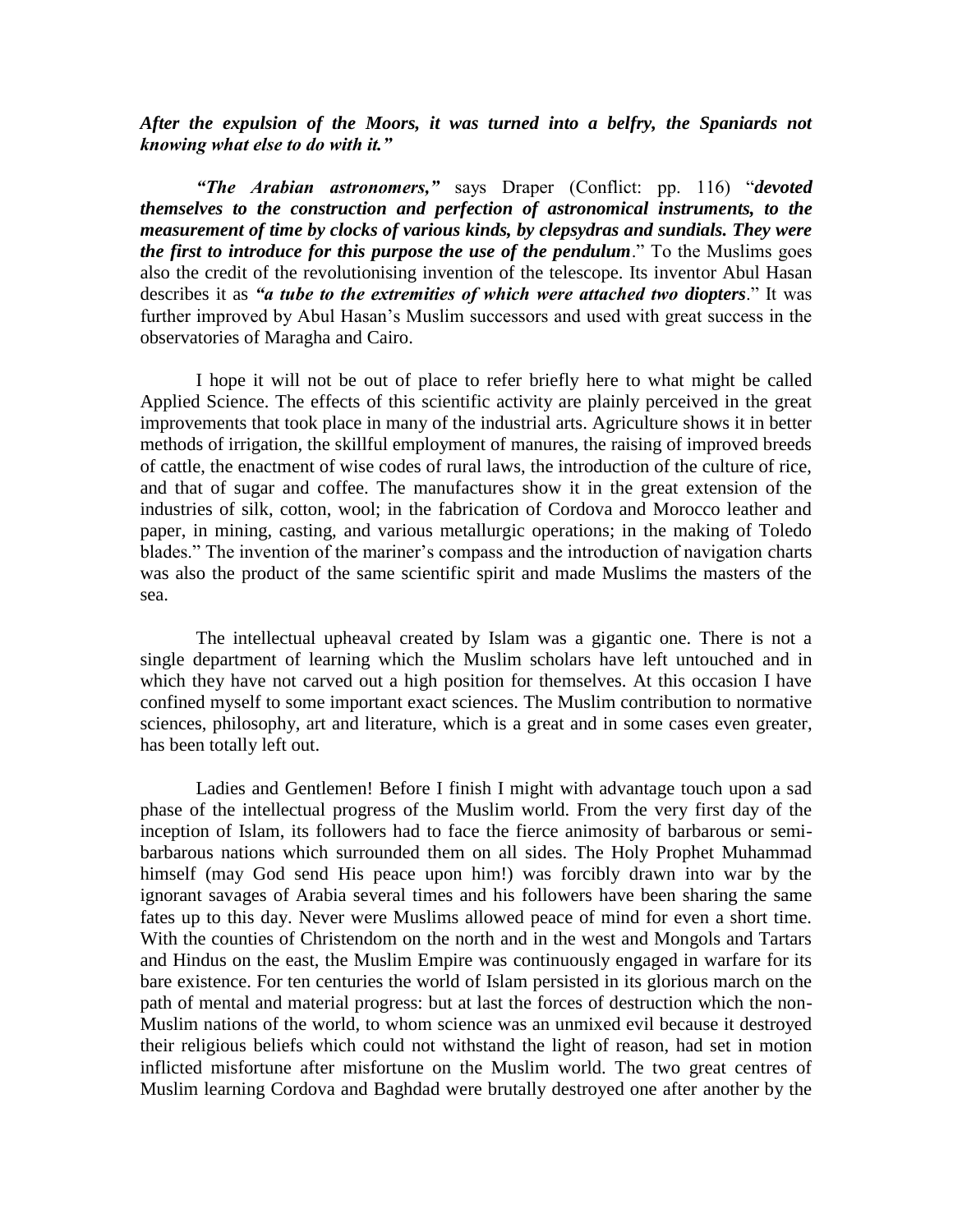***After the expulsion of the Moors, it was turned into a belfry, the Spaniards not knowing what else to do with it."***

***"The Arabian astronomers,"*** says Draper (Conflict: pp. 116) "***devoted themselves to the construction and perfection of astronomical instruments, to the measurement of time by clocks of various kinds, by clepsydras and sundials. They were the first to introduce for this purpose the use of the pendulum***." To the Muslims goes also the credit of the revolutionising invention of the telescope. Its inventor Abul Hasan describes it as ***"a tube to the extremities of which were attached two diopters***." It was further improved by Abul Hasan's Muslim successors and used with great success in the observatories of Maragha and Cairo.

I hope it will not be out of place to refer briefly here to what might be called Applied Science. The effects of this scientific activity are plainly perceived in the great improvements that took place in many of the industrial arts. Agriculture shows it in better methods of irrigation, the skillful employment of manures, the raising of improved breeds of cattle, the enactment of wise codes of rural laws, the introduction of the culture of rice, and that of sugar and coffee. The manufactures show it in the great extension of the industries of silk, cotton, wool; in the fabrication of Cordova and Morocco leather and paper, in mining, casting, and various metallurgic operations; in the making of Toledo blades." The invention of the mariner's compass and the introduction of navigation charts was also the product of the same scientific spirit and made Muslims the masters of the sea.

The intellectual upheaval created by Islam was a gigantic one. There is not a single department of learning which the Muslim scholars have left untouched and in which they have not carved out a high position for themselves. At this occasion I have confined myself to some important exact sciences. The Muslim contribution to normative sciences, philosophy, art and literature, which is a great and in some cases even greater, has been totally left out.

Ladies and Gentlemen! Before I finish I might with advantage touch upon a sad phase of the intellectual progress of the Muslim world. From the very first day of the inception of Islam, its followers had to face the fierce animosity of barbarous or semi-barbarous nations which surrounded them on all sides. The Holy Prophet Muhammad himself (may God send His peace upon him!) was forcibly drawn into war by the ignorant savages of Arabia several times and his followers have been sharing the same fates up to this day. Never were Muslims allowed peace of mind for even a short time. With the counties of Christendom on the north and in the west and Mongols and Tartars and Hindus on the east, the Muslim Empire was continuously engaged in warfare for its bare existence. For ten centuries the world of Islam persisted in its glorious march on the path of mental and material progress: but at last the forces of destruction which the non-Muslim nations of the world, to whom science was an unmixed evil because it destroyed their religious beliefs which could not withstand the light of reason, had set in motion inflicted misfortune after misfortune on the Muslim world. The two great centres of Muslim learning Cordova and Baghdad were brutally destroyed one after another by the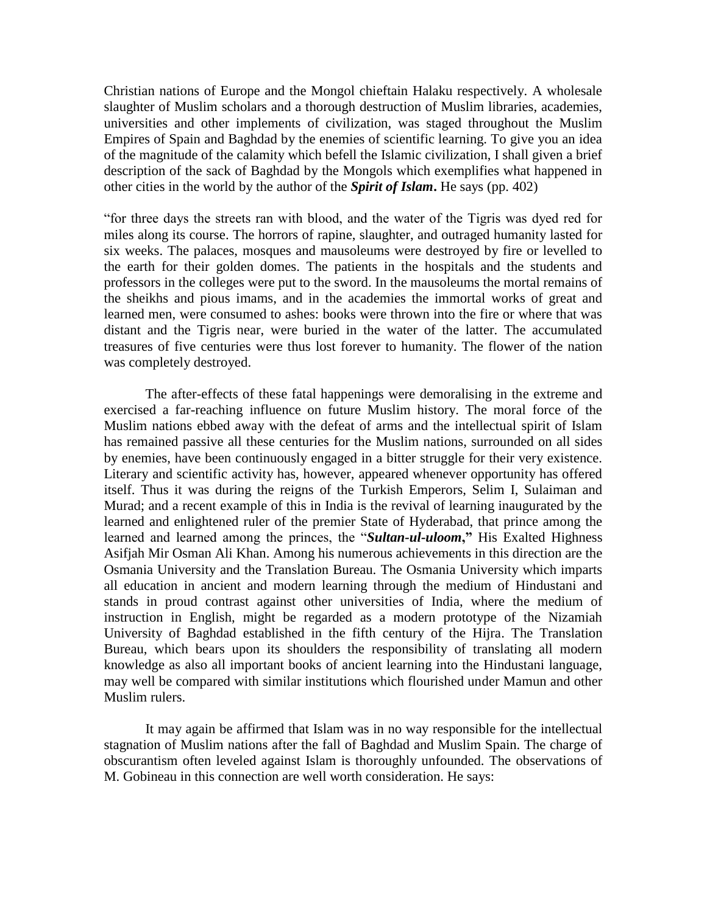Christian nations of Europe and the Mongol chieftain Halaku respectively. A wholesale slaughter of Muslim scholars and a thorough destruction of Muslim libraries, academies, universities and other implements of civilization, was staged throughout the Muslim Empires of Spain and Baghdad by the enemies of scientific learning. To give you an idea of the magnitude of the calamity which befell the Islamic civilization, I shall given a brief description of the sack of Baghdad by the Mongols which exemplifies what happened in other cities in the world by the author of the ***Spirit of Islam*.** He says (pp. 402)

"for three days the streets ran with blood, and the water of the Tigris was dyed red for miles along its course. The horrors of rapine, slaughter, and outraged humanity lasted for six weeks. The palaces, mosques and mausoleums were destroyed by fire or levelled to the earth for their golden domes. The patients in the hospitals and the students and professors in the colleges were put to the sword. In the mausoleums the mortal remains of the sheikhs and pious imams, and in the academies the immortal works of great and learned men, were consumed to ashes: books were thrown into the fire or where that was distant and the Tigris near, were buried in the water of the latter. The accumulated treasures of five centuries were thus lost forever to humanity. The flower of the nation was completely destroyed.

The after-effects of these fatal happenings were demoralising in the extreme and exercised a far-reaching influence on future Muslim history. The moral force of the Muslim nations ebbed away with the defeat of arms and the intellectual spirit of Islam has remained passive all these centuries for the Muslim nations, surrounded on all sides by enemies, have been continuously engaged in a bitter struggle for their very existence. Literary and scientific activity has, however, appeared whenever opportunity has offered itself. Thus it was during the reigns of the Turkish Emperors, Selim I, Sulaiman and Murad; and a recent example of this in India is the revival of learning inaugurated by the learned and enlightened ruler of the premier State of Hyderabad, that prince among the learned and learned among the princes, the "***Sultan-ul-uloom*,"** His Exalted Highness Asifjah Mir Osman Ali Khan. Among his numerous achievements in this direction are the Osmania University and the Translation Bureau. The Osmania University which imparts all education in ancient and modern learning through the medium of Hindustani and stands in proud contrast against other universities of India, where the medium of instruction in English, might be regarded as a modern prototype of the Nizamiah University of Baghdad established in the fifth century of the Hijra. The Translation Bureau, which bears upon its shoulders the responsibility of translating all modern knowledge as also all important books of ancient learning into the Hindustani language, may well be compared with similar institutions which flourished under Mamun and other Muslim rulers.

It may again be affirmed that Islam was in no way responsible for the intellectual stagnation of Muslim nations after the fall of Baghdad and Muslim Spain. The charge of obscurantism often leveled against Islam is thoroughly unfounded. The observations of M. Gobineau in this connection are well worth consideration. He says: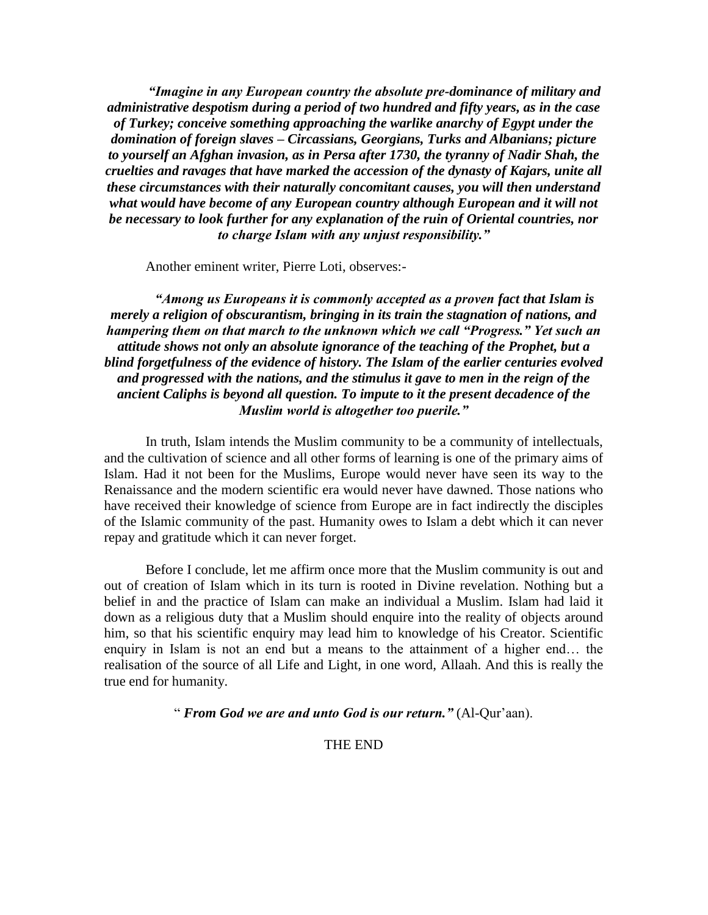***"Imagine in any European country the absolute pre-dominance of military and administrative despotism during a period of two hundred and fifty years, as in the case of Turkey; conceive something approaching the warlike anarchy of Egypt under the domination of foreign slaves – Circassians, Georgians, Turks and Albanians; picture to yourself an Afghan invasion, as in Persa after 1730, the tyranny of Nadir Shah, the cruelties and ravages that have marked the accession of the dynasty of Kajars, unite all these circumstances with their naturally concomitant causes, you will then understand what would have become of any European country although European and it will not be necessary to look further for any explanation of the ruin of Oriental countries, nor to charge Islam with any unjust responsibility."***

Another eminent writer, Pierre Loti, observes:-

***"Among us Europeans it is commonly accepted as a proven fact that Islam is merely a religion of obscurantism, bringing in its train the stagnation of nations, and hampering them on that march to the unknown which we call "Progress." Yet such an attitude shows not only an absolute ignorance of the teaching of the Prophet, but a blind forgetfulness of the evidence of history. The Islam of the earlier centuries evolved and progressed with the nations, and the stimulus it gave to men in the reign of the ancient Caliphs is beyond all question. To impute to it the present decadence of the Muslim world is altogether too puerile."***

In truth, Islam intends the Muslim community to be a community of intellectuals, and the cultivation of science and all other forms of learning is one of the primary aims of Islam. Had it not been for the Muslims, Europe would never have seen its way to the Renaissance and the modern scientific era would never have dawned. Those nations who have received their knowledge of science from Europe are in fact indirectly the disciples of the Islamic community of the past. Humanity owes to Islam a debt which it can never repay and gratitude which it can never forget.

Before I conclude, let me affirm once more that the Muslim community is out and out of creation of Islam which in its turn is rooted in Divine revelation. Nothing but a belief in and the practice of Islam can make an individual a Muslim. Islam had laid it down as a religious duty that a Muslim should enquire into the reality of objects around him, so that his scientific enquiry may lead him to knowledge of his Creator. Scientific enquiry in Islam is not an end but a means to the attainment of a higher end… the realisation of the source of all Life and Light, in one word, Allaah. And this is really the true end for humanity.

" ***From God we are and unto God is our return."*** (Al-Qur'aan).

THE END